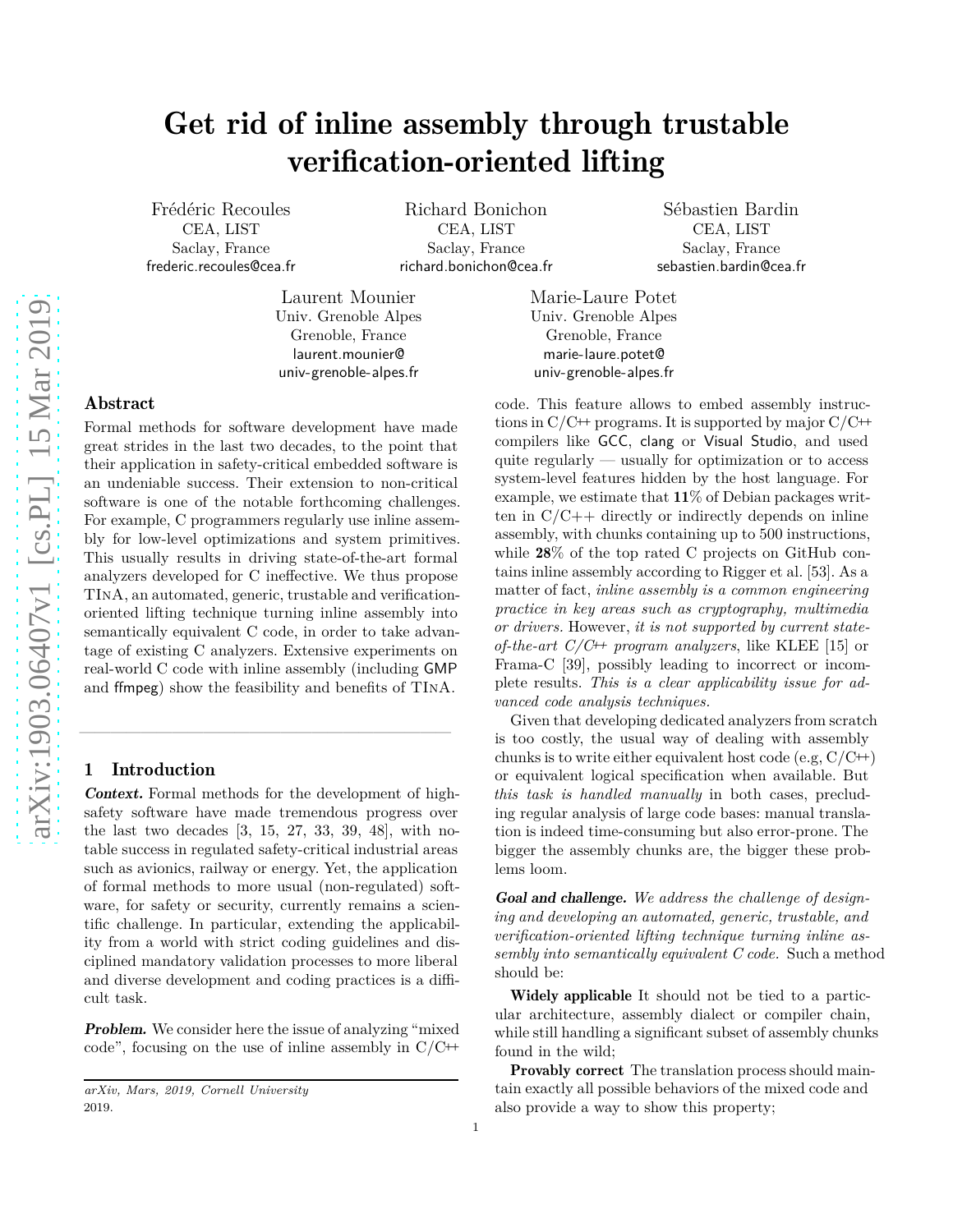# Get rid of inline assembly through trustable verification-oriented lifting

Frédéric Recoules
CEA, LIST
Saclay, France
frederic.recoules@cea.fr

Richard Bonichon
CEA, LIST
Saclay, France
richard.bonichon@cea.fr

Sébastien Bardin
CEA, LIST
Saclay, France
sebastien.bardin@cea.fr

Laurent Mounier
Univ. Grenoble Alpes
Grenoble, France
laurent.mounier@univ-grenoble-alpes.fr

Marie-Laure Potet
Univ. Grenoble Alpes
Grenoble, France
marie-laure.potet@univ-grenoble-alpes.fr

## Abstract

Formal methods for software development have made great strides in the last two decades, to the point that their application in safety-critical embedded software is an undeniable success. Their extension to non-critical software is one of the notable forthcoming challenges. For example, C programmers regularly use inline assembly for low-level optimizations and system primitives. This usually results in driving state-of-the-art formal analyzers developed for C ineffective. We thus propose TInA, an automated, generic, trustable and verification-oriented lifting technique turning inline assembly into semantically equivalent C code, in order to take advantage of existing C analyzers. Extensive experiments on real-world C code with inline assembly (including GMP and ffmpeg) show the feasibility and benefits of TInA.

## 1 Introduction

***Context.*** Formal methods for the development of high-safety software have made tremendous progress over the last two decades [3, 15, 27, 33, 39, 48], with notable success in regulated safety-critical industrial areas such as avionics, railway or energy. Yet, the application of formal methods to more usual (non-regulated) software, for safety or security, currently remains a scientific challenge. In particular, extending the applicability from a world with strict coding guidelines and disciplined mandatory validation processes to more liberal and diverse development and coding practices is a difficult task.

***Problem.*** We consider here the issue of analyzing "mixed code", focusing on the use of inline assembly in C/C++ code. This feature allows to embed assembly instructions in C/C++ programs. It is supported by major C/C++ compilers like GCC, clang or Visual Studio, and used quite regularly — usually for optimization or to access system-level features hidden by the host language. For example, we estimate that **11**% of Debian packages written in C/C++ directly or indirectly depends on inline assembly, with chunks containing up to 500 instructions, while **28**% of the top rated C projects on GitHub contains inline assembly according to Rigger et al. [53]. As a matter of fact, *inline assembly is a common engineering practice in key areas such as cryptography, multimedia or drivers.* However, *it is not supported by current state-of-the-art C/C++ program analyzers*, like KLEE [15] or Frama-C [39], possibly leading to incorrect or incomplete results. *This is a clear applicability issue for advanced code analysis techniques.*

Given that developing dedicated analyzers from scratch is too costly, the usual way of dealing with assembly chunks is to write either equivalent host code (e.g, C/C++) or equivalent logical specification when available. But *this task is handled manually* in both cases, precluding regular analysis of large code bases: manual translation is indeed time-consuming but also error-prone. The bigger the assembly chunks are, the bigger these problems loom.

***Goal and challenge.*** *We address the challenge of designing and developing an automated, generic, trustable, and verification-oriented lifting technique turning inline assembly into semantically equivalent C code.* Such a method should be:

**Widely applicable** It should not be tied to a particular architecture, assembly dialect or compiler chain, while still handling a significant subset of assembly chunks found in the wild;

**Provably correct** The translation process should maintain exactly all possible behaviors of the mixed code and also provide a way to show this property;

arXiv, Mars, 2019, Cornell University
2019.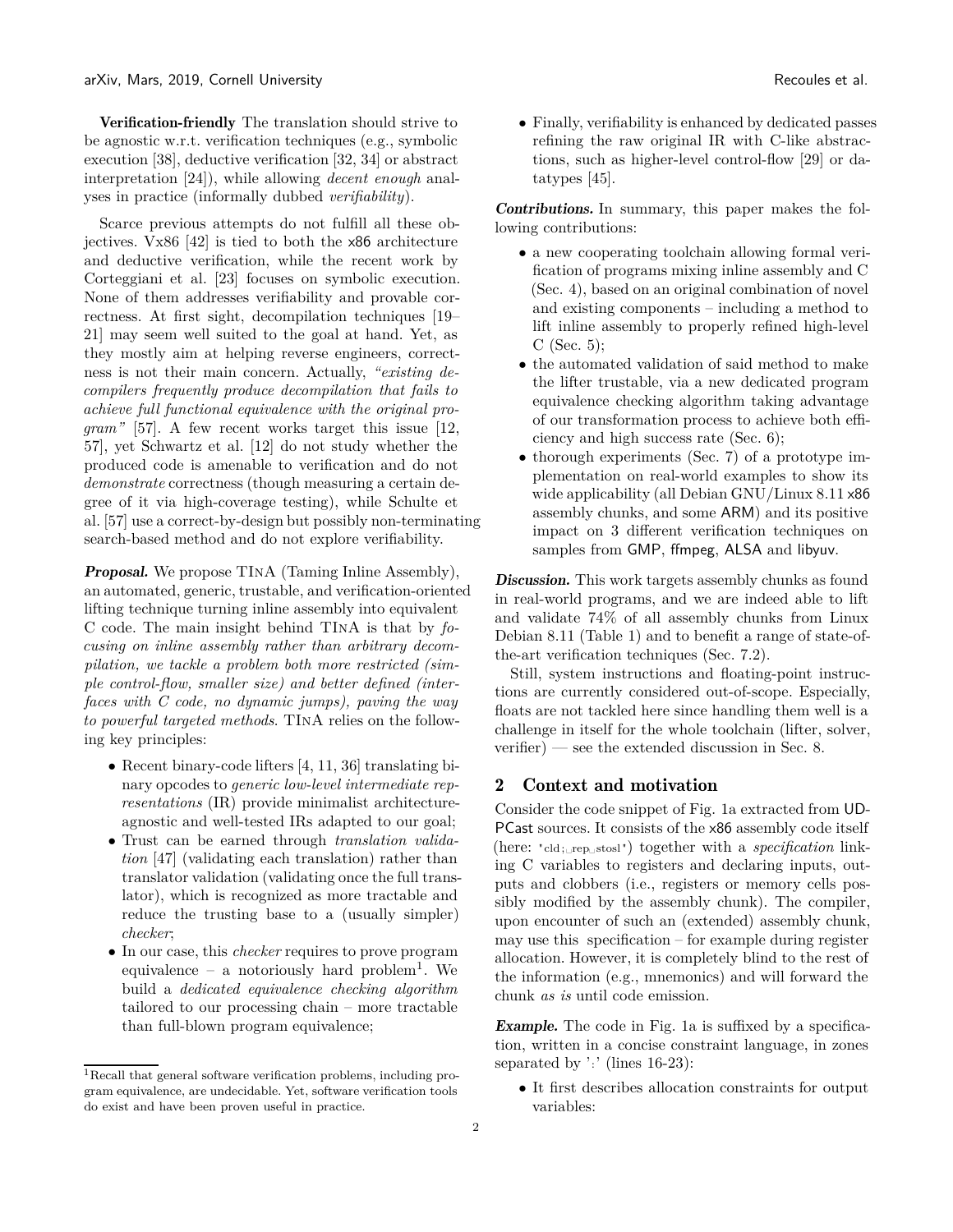**Verification-friendly** The translation should strive to be agnostic w.r.t. verification techniques (e.g., symbolic execution [38], deductive verification [32, 34] or abstract interpretation [24]), while allowing *decent enough* analyses in practice (informally dubbed *verifiability*).

Scarce previous attempts do not fulfill all these objectives. Vx86 [42] is tied to both the x86 architecture and deductive verification, while the recent work by Corteggiani et al. [23] focuses on symbolic execution. None of them addresses verifiability and provable correctness. At first sight, decompilation techniques [19–21] may seem well suited to the goal at hand. Yet, as they mostly aim at helping reverse engineers, correctness is not their main concern. Actually, *"existing decompilers frequently produce decompilation that fails to achieve full functional equivalence with the original program"* [57]. A few recent works target this issue [12, 57], yet Schwartz et al. [12] do not study whether the produced code is amenable to verification and do not *demonstrate* correctness (though measuring a certain degree of it via high-coverage testing), while Schulte et al. [57] use a correct-by-design but possibly non-terminating search-based method and do not explore verifiability.

***Proposal.*** We propose TInA (Taming Inline Assembly), an automated, generic, trustable, and verification-oriented lifting technique turning inline assembly into equivalent C code. The main insight behind TInA is that by *focusing on inline assembly rather than arbitrary decompilation, we tackle a problem both more restricted (simple control-flow, smaller size) and better defined (interfaces with C code, no dynamic jumps), paving the way to powerful targeted methods.* TInA relies on the following key principles:

- Recent binary-code lifters [4, 11, 36] translating binary opcodes to *generic low-level intermediate representations* (IR) provide minimalist architecture-agnostic and well-tested IRs adapted to our goal;
- Trust can be earned through *translation validation* [47] (validating each translation) rather than translator validation (validating once the full translator), which is recognized as more tractable and reduce the trusting base to a (usually simpler) *checker*;
- In our case, this *checker* requires to prove program equivalence – a notoriously hard problem[1]. We build a *dedicated equivalence checking algorithm* tailored to our processing chain – more tractable than full-blown program equivalence;
- Finally, verifiability is enhanced by dedicated passes refining the raw original IR with C-like abstractions, such as higher-level control-flow [29] or datatypes [45].

***Contributions.*** In summary, this paper makes the following contributions:

- a new cooperating toolchain allowing formal verification of programs mixing inline assembly and C (Sec. 4), based on an original combination of novel and existing components – including a method to lift inline assembly to properly refined high-level C (Sec. 5);
- the automated validation of said method to make the lifter trustable, via a new dedicated program equivalence checking algorithm taking advantage of our transformation process to achieve both efficiency and high success rate (Sec. 6);
- thorough experiments (Sec. 7) of a prototype implementation on real-world examples to show its wide applicability (all Debian GNU/Linux 8.11 x86 assembly chunks, and some ARM) and its positive impact on 3 different verification techniques on samples from GMP, ffmpeg, ALSA and libyuv.

***Discussion.*** This work targets assembly chunks as found in real-world programs, and we are indeed able to lift and validate 74% of all assembly chunks from Linux Debian 8.11 (Table 1) and to benefit a range of state-of-the-art verification techniques (Sec. 7.2).

Still, system instructions and floating-point instructions are currently considered out-of-scope. Especially, floats are not tackled here since handling them well is a challenge in itself for the whole toolchain (lifter, solver, verifier) — see the extended discussion in Sec. 8.

## 2 Context and motivation

Consider the code snippet of Fig. 1a extracted from UDPCast sources. It consists of the x86 assembly code itself (here: `"cld; rep stosl"`) together with a *specification* linking C variables to registers and declaring inputs, outputs and clobbers (i.e., registers or memory cells possibly modified by the assembly chunk). The compiler, upon encounter of such an (extended) assembly chunk, may use this specification – for example during register allocation. However, it is completely blind to the rest of the information (e.g., mnemonics) and will forward the chunk *as is* until code emission.

***Example.*** The code in Fig. 1a is suffixed by a specification, written in a concise constraint language, in zones separated by ':' (lines 16-23):

- It first describes allocation constraints for output variables:

[1] Recall that general software verification problems, including program equivalence, are undecidable. Yet, software verification tools do exist and have been proven useful in practice.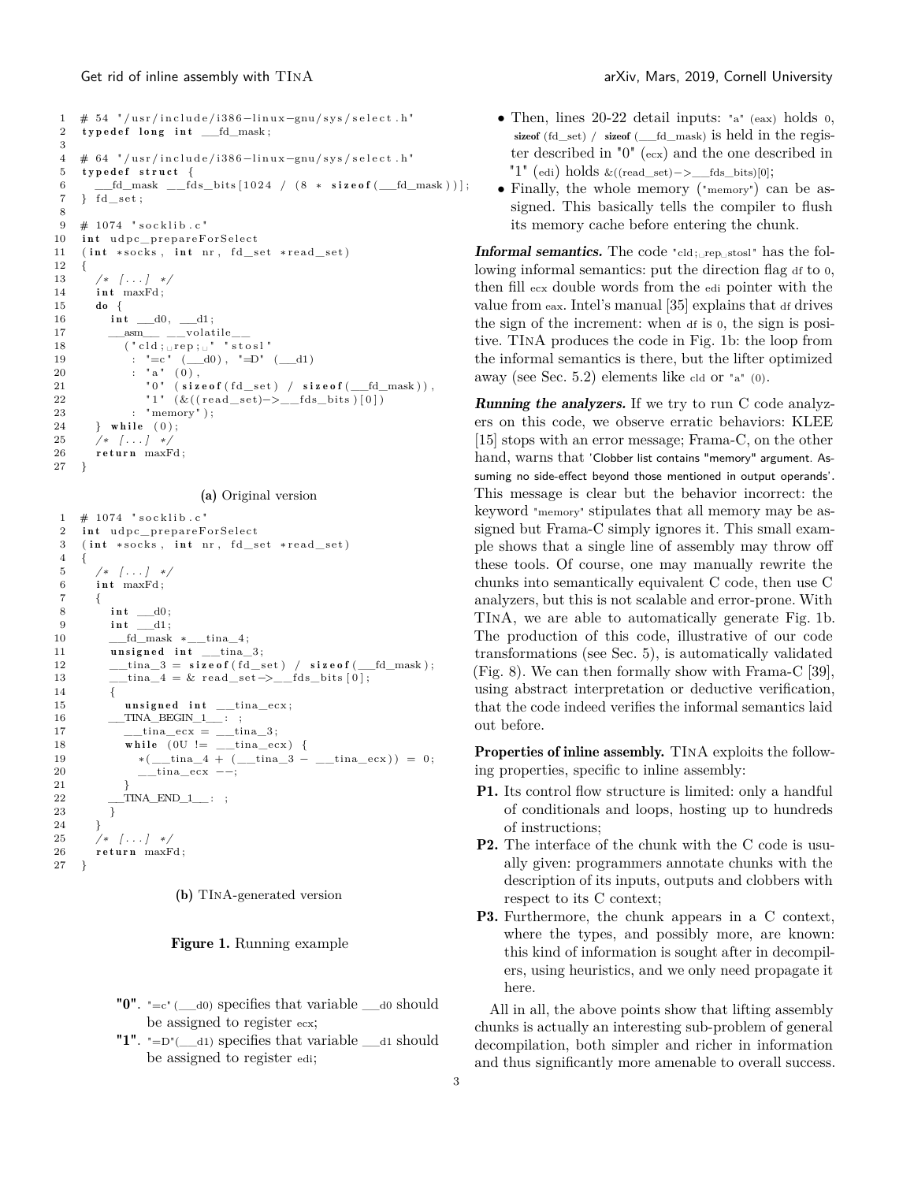```c
# 54 "/usr/include/i386-linux-gnu/sys/select.h"
typedef long int __fd_mask;

# 64 "/usr/include/i386-linux-gnu/sys/select.h"
typedef struct {
  __fd_mask __fds_bits[1024 / (8 * sizeof(__fd_mask))];
} fd_set;

# 1074 "socklib.c"
int udpc_prepareForSelect
(int *socks, int nr, fd_set *read_set)
{
  /* [...] */
  int maxFd;
  do {
    int __d0, __d1;
    __asm__ __volatile__
      ("cld; rep; " "stosl"
       : "=c" (__d0), "=D" (__d1)
       : "a" (0),
         "0" (sizeof(fd_set) / sizeof(__fd_mask)),
         "1" (&((read_set)->__fds_bits)[0])
       : "memory");
  } while (0);
  /* [...] */
  return maxFd;
}
```

**(a)** Original version

```c
# 1074 "socklib.c"
int udpc_prepareForSelect
(int *socks, int nr, fd_set *read_set)
{
  /* [...] */
  int maxFd;
  {
    int __d0;
    int __d1;
    __fd_mask *___tina_4;
    unsigned int ___tina_3;
    ___tina_3 = sizeof(fd_set) / sizeof(__fd_mask);
    ___tina_4 = & read_set->__fds_bits[0];
    {
      unsigned int ___tina_ecx;
    __TINA_BEGIN_1__: ;
      ___tina_ecx = ___tina_3;
      while (0U != ___tina_ecx) {
        *(___tina_4 + (___tina_3 - ___tina_ecx)) = 0;
        ___tina_ecx --;
      }
    __TINA_END_1__: ;
    }
  }
  /* [...] */
  return maxFd;
}
```

**(b)** TInA-generated version

**Figure 1.** Running example

**"0".** "=c"(__d0) specifies that variable __d0 should be assigned to register ecx;

**"1".** "=D"(__d1) specifies that variable __d1 should be assigned to register edi;

- Then, lines 20-22 detail inputs: "a" (eax) holds 0, sizeof (fd_set) / sizeof (__fd_mask) is held in the register described in "0" (ecx) and the one described in "1" (edi) holds &((read_set)−>__fds_bits)[0];
- Finally, the whole memory ("memory") can be assigned. This basically tells the compiler to flush its memory cache before entering the chunk.

***Informal semantics.*** The code "cld; rep stosl" has the following informal semantics: put the direction flag df to 0, then fill ecx double words from the edi pointer with the value from eax. Intel's manual [35] explains that df drives the sign of the increment: when df is 0, the sign is positive. TInA produces the code in Fig. 1b: the loop from the informal semantics is there, but the lifter optimized away (see Sec. 5.2) elements like cld or "a" (0).

***Running the analyzers.*** If we try to run C code analyzers on this code, we observe erratic behaviors: KLEE [15] stops with an error message; Frama-C, on the other hand, warns that 'Clobber list contains "memory" argument. Assuming no side-effect beyond those mentioned in output operands'. This message is clear but the behavior incorrect: the keyword "memory" stipulates that all memory may be assigned but Frama-C simply ignores it. This small example shows that a single line of assembly may throw off these tools. Of course, one may manually rewrite the chunks into semantically equivalent C code, then use C analyzers, but this is not scalable and error-prone. With TInA, we are able to automatically generate Fig. 1b. The production of this code, illustrative of our code transformations (see Sec. 5), is automatically validated (Fig. 8). We can then formally show with Frama-C [39], using abstract interpretation or deductive verification, that the code indeed verifies the informal semantics laid out before.

**Properties of inline assembly.** TInA exploits the following properties, specific to inline assembly:

**P1.** Its control flow structure is limited: only a handful of conditionals and loops, hosting up to hundreds of instructions;

**P2.** The interface of the chunk with the C code is usually given: programmers annotate chunks with the description of its inputs, outputs and clobbers with respect to its C context;

**P3.** Furthermore, the chunk appears in a C context, where the types, and possibly more, are known: this kind of information is sought after in decompilers, using heuristics, and we only need propagate it here.

All in all, the above points show that lifting assembly chunks is actually an interesting sub-problem of general decompilation, both simpler and richer in information and thus significantly more amenable to overall success.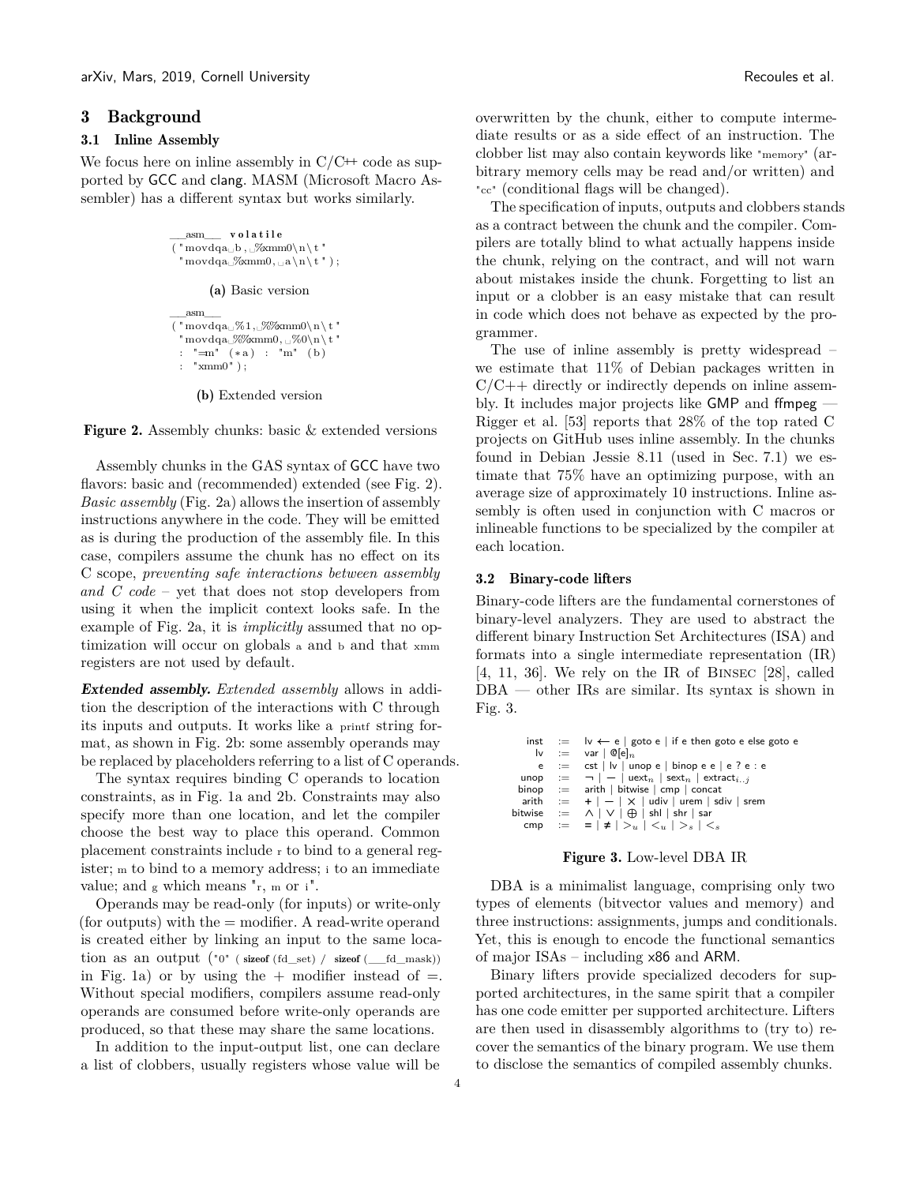## 3 Background

### 3.1 Inline Assembly

We focus here on inline assembly in C/C++ code as supported by GCC and clang. MASM (Microsoft Macro Assembler) has a different syntax but works similarly.

```
__asm__ volatile
("movdqa b, %xmm0\n\t"
 "movdqa %xmm0, a\n\t");
```

**(a)** Basic version

```
__asm__
("movdqa %1, %%xmm0\n\t"
 "movdqa %%xmm0, %0\n\t"
 : "=m" (*a) : "m" (b)
 : "xmm0");
```

**(b)** Extended version

**Figure 2.** Assembly chunks: basic & extended versions

Assembly chunks in the GAS syntax of GCC have two flavors: basic and (recommended) extended (see Fig. 2). *Basic assembly* (Fig. 2a) allows the insertion of assembly instructions anywhere in the code. They will be emitted as is during the production of the assembly file. In this case, compilers assume the chunk has no effect on its C scope, *preventing safe interactions between assembly and C code* – yet that does not stop developers from using it when the implicit context looks safe. In the example of Fig. 2a, it is *implicitly* assumed that no optimization will occur on globals a and b and that xmm registers are not used by default.

***Extended assembly.*** *Extended assembly* allows in addition the description of the interactions with C through its inputs and outputs. It works like a printf string format, as shown in Fig. 2b: some assembly operands may be replaced by placeholders referring to a list of C operands.

The syntax requires binding C operands to location constraints, as in Fig. 1a and 2b. Constraints may also specify more than one location, and let the compiler choose the best way to place this operand. Common placement constraints include r to bind to a general register; m to bind to a memory address; i to an immediate value; and g which means "r, m or i".

Operands may be read-only (for inputs) or write-only (for outputs) with the = modifier. A read-write operand is created either by linking an input to the same location as an output ("0" ( **sizeof** (fd_set) / **sizeof** (__fd_mask)) in Fig. 1a) or by using the + modifier instead of =. Without special modifiers, compilers assume read-only operands are consumed before write-only operands are produced, so that these may share the same locations.

In addition to the input-output list, one can declare a list of clobbers, usually registers whose value will be overwritten by the chunk, either to compute intermediate results or as a side effect of an instruction. The clobber list may also contain keywords like "memory" (arbitrary memory cells may be read and/or written) and "cc" (conditional flags will be changed).

The specification of inputs, outputs and clobbers stands as a contract between the chunk and the compiler. Compilers are totally blind to what actually happens inside the chunk, relying on the contract, and will not warn about mistakes inside the chunk. Forgetting to list an input or a clobber is an easy mistake that can result in code which does not behave as expected by the programmer.

The use of inline assembly is pretty widespread – we estimate that 11% of Debian packages written in C/C++ directly or indirectly depends on inline assembly. It includes major projects like GMP and ffmpeg — Rigger et al. [53] reports that 28% of the top rated C projects on GitHub uses inline assembly. In the chunks found in Debian Jessie 8.11 (used in Sec. 7.1) we estimate that 75% have an optimizing purpose, with an average size of approximately 10 instructions. Inline assembly is often used in conjunction with C macros or inlineable functions to be specialized by the compiler at each location.

### 3.2 Binary-code lifters

Binary-code lifters are the fundamental cornerstones of binary-level analyzers. They are used to abstract the different binary Instruction Set Architectures (ISA) and formats into a single intermediate representation (IR) [4, 11, 36]. We rely on the IR of Binsec [28], called DBA — other IRs are similar. Its syntax is shown in Fig. 3.

$$
\begin{array}{rcl}
\text{inst} & := & \text{lv} \leftarrow \text{e} \mid \text{goto e} \mid \text{if e then goto e else goto e} \\
\text{lv} & := & \text{var} \mid @[\text{e}]_n \\
\text{e} & := & \text{cst} \mid \text{lv} \mid \text{unop e} \mid \text{binop e e} \mid \text{e ? e : e} \\
\text{unop} & := & \neg \mid - \mid \text{uext}_n \mid \text{sext}_n \mid \text{extract}_{i..j} \\
\text{binop} & := & \text{arith} \mid \text{bitwise} \mid \text{cmp} \mid \text{concat} \\
\text{arith} & := & + \mid - \mid \times \mid \text{udiv} \mid \text{urem} \mid \text{sdiv} \mid \text{srem} \\
\text{bitwise} & := & \wedge \mid \vee \mid \oplus \mid \text{shl} \mid \text{shr} \mid \text{sar} \\
\text{cmp} & := & = \mid \neq \mid >_u \mid <_u \mid >_s \mid <_s
\end{array}
$$

**Figure 3.** Low-level DBA IR

DBA is a minimalist language, comprising only two types of elements (bitvector values and memory) and three instructions: assignments, jumps and conditionals. Yet, this is enough to encode the functional semantics of major ISAs – including x86 and ARM.

Binary lifters provide specialized decoders for supported architectures, in the same spirit that a compiler has one code emitter per supported architecture. Lifters are then used in disassembly algorithms to (try to) recover the semantics of the binary program. We use them to disclose the semantics of compiled assembly chunks.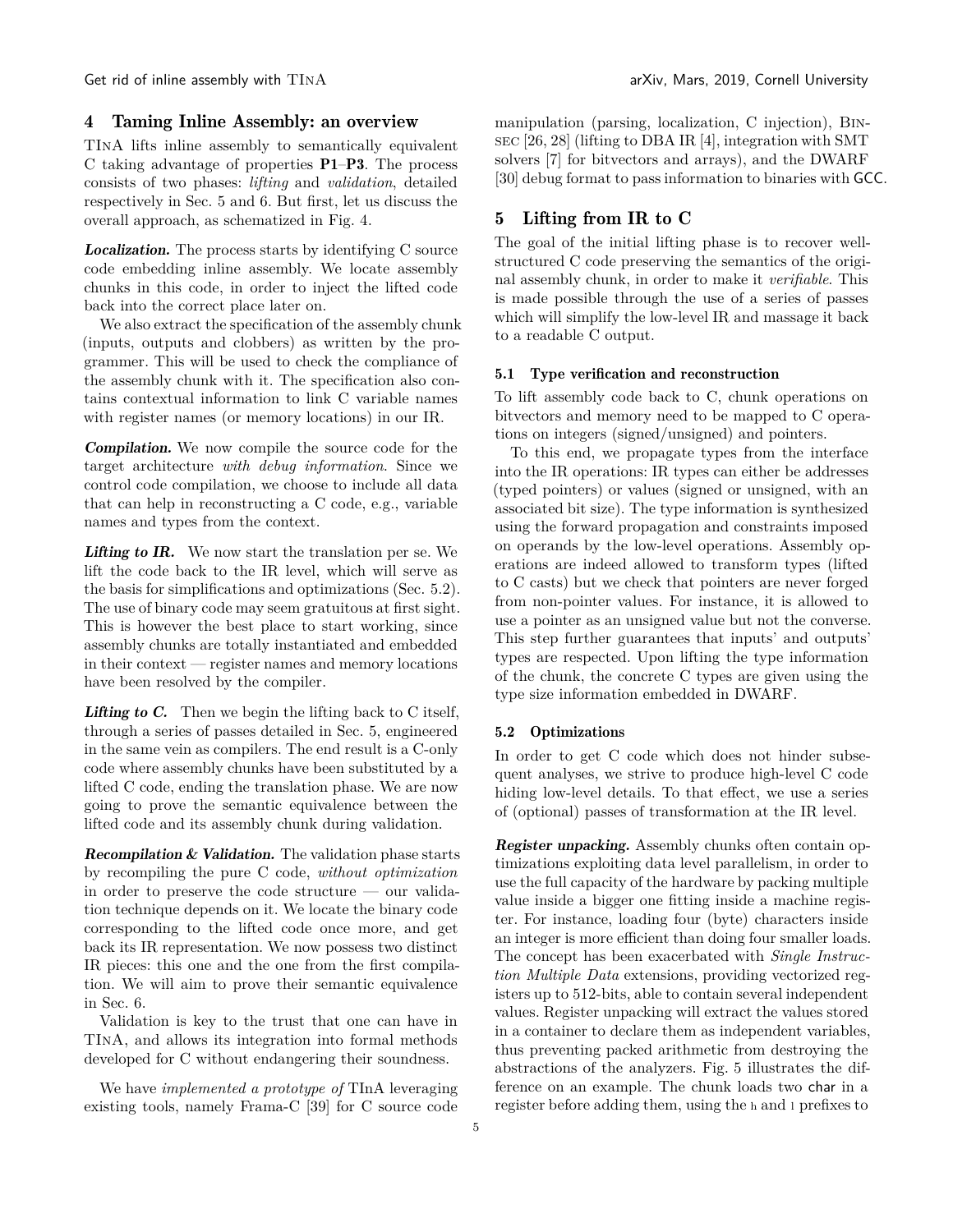## 4 Taming Inline Assembly: an overview

TInA lifts inline assembly to semantically equivalent C taking advantage of properties **P1**–**P3**. The process consists of two phases: *lifting* and *validation*, detailed respectively in Sec. 5 and 6. But first, let us discuss the overall approach, as schematized in Fig. 4.

***Localization.*** The process starts by identifying C source code embedding inline assembly. We locate assembly chunks in this code, in order to inject the lifted code back into the correct place later on.

We also extract the specification of the assembly chunk (inputs, outputs and clobbers) as written by the programmer. This will be used to check the compliance of the assembly chunk with it. The specification also contains contextual information to link C variable names with register names (or memory locations) in our IR.

***Compilation.*** We now compile the source code for the target architecture *with debug information*. Since we control code compilation, we choose to include all data that can help in reconstructing a C code, e.g., variable names and types from the context.

***Lifting to IR.*** We now start the translation per se. We lift the code back to the IR level, which will serve as the basis for simplifications and optimizations (Sec. 5.2). The use of binary code may seem gratuitous at first sight. This is however the best place to start working, since assembly chunks are totally instantiated and embedded in their context — register names and memory locations have been resolved by the compiler.

***Lifting to C.*** Then we begin the lifting back to C itself, through a series of passes detailed in Sec. 5, engineered in the same vein as compilers. The end result is a C-only code where assembly chunks have been substituted by a lifted C code, ending the translation phase. We are now going to prove the semantic equivalence between the lifted code and its assembly chunk during validation.

***Recompilation & Validation.*** The validation phase starts by recompiling the pure C code, *without optimization* in order to preserve the code structure — our validation technique depends on it. We locate the binary code corresponding to the lifted code once more, and get back its IR representation. We now possess two distinct IR pieces: this one and the one from the first compilation. We will aim to prove their semantic equivalence in Sec. 6.

Validation is key to the trust that one can have in TInA, and allows its integration into formal methods developed for C without endangering their soundness.

We have *implemented a prototype of* TInA leveraging existing tools, namely Frama-C [39] for C source code manipulation (parsing, localization, C injection), Binsec [26, 28] (lifting to DBA IR [4], integration with SMT solvers [7] for bitvectors and arrays), and the DWARF [30] debug format to pass information to binaries with GCC.

## 5 Lifting from IR to C

The goal of the initial lifting phase is to recover well-structured C code preserving the semantics of the original assembly chunk, in order to make it *verifiable*. This is made possible through the use of a series of passes which will simplify the low-level IR and massage it back to a readable C output.

### 5.1 Type verification and reconstruction

To lift assembly code back to C, chunk operations on bitvectors and memory need to be mapped to C operations on integers (signed/unsigned) and pointers.

To this end, we propagate types from the interface into the IR operations: IR types can either be addresses (typed pointers) or values (signed or unsigned, with an associated bit size). The type information is synthesized using the forward propagation and constraints imposed on operands by the low-level operations. Assembly operations are indeed allowed to transform types (lifted to C casts) but we check that pointers are never forged from non-pointer values. For instance, it is allowed to use a pointer as an unsigned value but not the converse. This step further guarantees that inputs' and outputs' types are respected. Upon lifting the type information of the chunk, the concrete C types are given using the type size information embedded in DWARF.

### 5.2 Optimizations

In order to get C code which does not hinder subsequent analyses, we strive to produce high-level C code hiding low-level details. To that effect, we use a series of (optional) passes of transformation at the IR level.

***Register unpacking.*** Assembly chunks often contain optimizations exploiting data level parallelism, in order to use the full capacity of the hardware by packing multiple value inside a bigger one fitting inside a machine register. For instance, loading four (byte) characters inside an integer is more efficient than doing four smaller loads. The concept has been exacerbated with *Single Instruction Multiple Data* extensions, providing vectorized registers up to 512-bits, able to contain several independent values. Register unpacking will extract the values stored in a container to declare them as independent variables, thus preventing packed arithmetic from destroying the abstractions of the analyzers. Fig. 5 illustrates the difference on an example. The chunk loads two char in a register before adding them, using the h and l prefixes to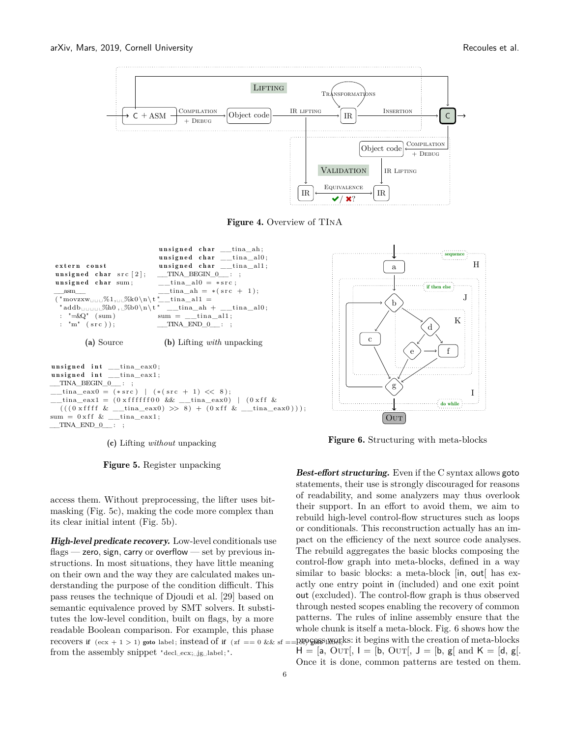**Figure 4.** Overview of TINA

```
extern const
unsigned char src[2];
unsigned char sum;
__asm__
("movzxw   %1,  %k0\n\t"
 "addb     %h0, %b0\n\t"
 : "=&Q" (sum)
 : "m" (src));
```

**(a)** Source

```
unsigned char __tina_ah;
unsigned char __tina_al0;
unsigned char __tina_al1;
__TINA_BEGIN_0__: ;
__tina_al0 = *src;
__tina_ah = *(src + 1);
__tina_al1 =
  __tina_ah + __tina_al0;
sum = __tina_al1;
__TINA_END_0__: ;
```

**(b)** Lifting *with* unpacking

```
unsigned int __tina_eax0;
unsigned int __tina_eax1;
__TINA_BEGIN_0__: ;
__tina_eax0 = (*src) | (*(src + 1) << 8);
__tina_eax1 = (0xffffff00 && __tina_eax0) | (0xff &
  (((0xffff & __tina_eax0) >> 8) + (0xff & __tina_eax0)));
sum = 0xff & __tina_eax1;
__TINA_END_0__: ;
```

**(c)** Lifting *without* unpacking

**Figure 5.** Register unpacking

access them. Without preprocessing, the lifter uses bit-masking (Fig. 5c), making the code more complex than its clear initial intent (Fig. 5b).

***High-level predicate recovery.*** Low-level conditionals use flags — zero, sign, carry or overflow — set by previous instructions. In most situations, they have little meaning on their own and the way they are calculated makes understanding the purpose of the condition difficult. This pass reuses the technique of Djoudi et al. [29] based on semantic equivalence proved by SMT solvers. It substitutes the low-level condition, built on flags, by a more readable Boolean comparison. For example, this phase recovers `if (ecx + 1 > 1) goto label;` instead of `if (zf == 0 && sf == of) goto label;` from the assembly snippet `"decl ecx; jg label;"`.

**Figure 6.** Structuring with meta-blocks

***Best-effort structuring.*** Even if the C syntax allows goto statements, their use is strongly discouraged for reasons of readability, and some analyzers may thus overlook their support. In an effort to avoid them, we aim to rebuild high-level control-flow structures such as loops or conditionals. This reconstruction actually has an impact on the efficiency of the next source code analyses. The rebuild aggregates the basic blocks composing the control-flow graph into meta-blocks, defined in a way similar to basic blocks: a meta-block [in, out[ has exactly one entry point in (included) and one exit point out (excluded). The control-flow graph is thus observed through nested scopes enabling the recovery of common patterns. The rules of inline assembly ensure that the whole chunk is itself a meta-block. Fig. 6 shows how the process works: it begins with the creation of meta-blocks H = [a, OUT[, I = [b, OUT[, J = [b, g[ and K = [d, g[. Once it is done, common patterns are tested on them.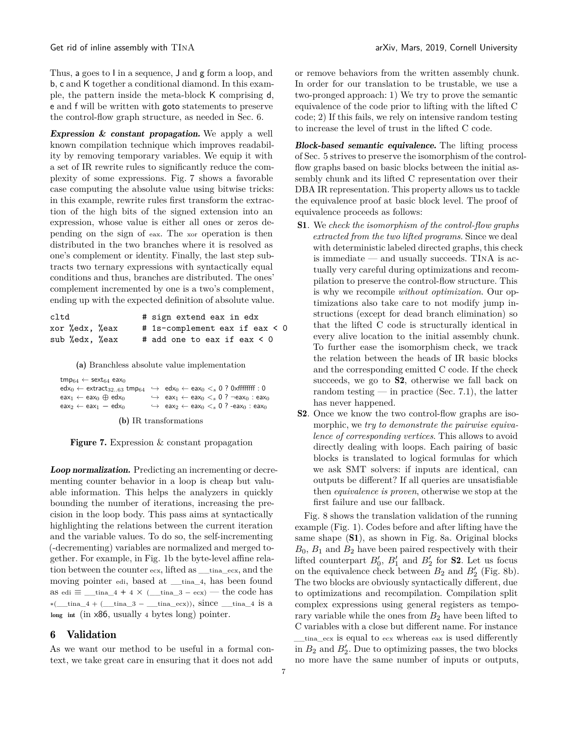Thus, a goes to I in a sequence, J and g form a loop, and b, c and K together a conditional diamond. In this example, the pattern inside the meta-block K comprising d, e and f will be written with goto statements to preserve the control-flow graph structure, as needed in Sec. 6.

***Expression & constant propagation.*** We apply a well known compilation technique which improves readability by removing temporary variables. We equip it with a set of IR rewrite rules to significantly reduce the complexity of some expressions. Fig. 7 shows a favorable case computing the absolute value using bitwise tricks: in this example, rewrite rules first transform the extraction of the high bits of the signed extension into an expression, whose value is either all ones or zeros depending on the sign of eax. The xor operation is then distributed in the two branches where it is resolved as one's complement or identity. Finally, the last step subtracts two ternary expressions with syntactically equal conditions and thus, branches are distributed. The ones' complement incremented by one is a two's complement, ending up with the expected definition of absolute value.

```
cltd              # sign extend eax in edx
xor %edx, %eax    # 1s-complement eax if eax < 0
sub %edx, %eax    # add one to eax if eax < 0
```

**(a)** Branchless absolute value implementation

$$
\begin{array}{lll}
\mathsf{tmp}_{64} \leftarrow \mathsf{sext}_{64}\ \mathsf{eax}_0 & & \\
\mathsf{edx}_0 \leftarrow \mathsf{extract}_{32..63}\ \mathsf{tmp}_{64} & \hookrightarrow & \mathsf{edx}_0 \leftarrow \mathsf{eax}_0 <_s 0\ ?\ \mathsf{0xffffffff} : 0 \\
\mathsf{eax}_1 \leftarrow \mathsf{eax}_0 \oplus \mathsf{edx}_0 & \hookrightarrow & \mathsf{eax}_1 \leftarrow \mathsf{eax}_0 <_s 0\ ?\ \neg\mathsf{eax}_0 : \mathsf{eax}_0 \\
\mathsf{eax}_2 \leftarrow \mathsf{eax}_1 - \mathsf{edx}_0 & \hookrightarrow & \mathsf{eax}_2 \leftarrow \mathsf{eax}_0 <_s 0\ ?\ \text{-}\mathsf{eax}_0 : \mathsf{eax}_0
\end{array}
$$

**(b)** IR transformations

**Figure 7.** Expression & constant propagation

***Loop normalization.*** Predicting an incrementing or decrementing counter behavior in a loop is cheap but valuable information. This helps the analyzers in quickly bounding the number of iterations, increasing the precision in the loop body. This pass aims at syntactically highlighting the relations between the current iteration and the variable values. To do so, the self-incrementing (-decrementing) variables are normalized and merged together. For example, in Fig. 1b the byte-level affine relation between the counter ecx, lifted as __tina_ecx, and the moving pointer edi, based at __tina_4, has been found as edi ≡ __tina_4 + 4 × (__tina_3 − ecx) — the code has *(__tina_4 + (__tina_3 − __tina_ecx)), since __tina_4 is a long int (in x86, usually 4 bytes long) pointer.

## 6 Validation

As we want our method to be useful in a formal context, we take great care in ensuring that it does not add or remove behaviors from the written assembly chunk. In order for our translation to be trustable, we use a two-pronged approach: 1) We try to prove the semantic equivalence of the code prior to lifting with the lifted C code; 2) If this fails, we rely on intensive random testing to increase the level of trust in the lifted C code.

***Block-based semantic equivalence.*** The lifting process of Sec. 5 strives to preserve the isomorphism of the control-flow graphs based on basic blocks between the initial assembly chunk and its lifted C representation over their DBA IR representation. This property allows us to tackle the equivalence proof at basic block level. The proof of equivalence proceeds as follows:

- **S1**. We *check the isomorphism of the control-flow graphs extracted from the two lifted programs*. Since we deal with deterministic labeled directed graphs, this check is immediate — and usually succeeds. TInA is actually very careful during optimizations and recompilation to preserve the control-flow structure. This is why we recompile *without optimization*. Our optimizations also take care to not modify jump instructions (except for dead branch elimination) so that the lifted C code is structurally identical in every alive location to the initial assembly chunk. To further ease the isomorphism check, we track the relation between the heads of IR basic blocks and the corresponding emitted C code. If the check succeeds, we go to **S2**, otherwise we fall back on random testing — in practice (Sec. 7.1), the latter has never happened.
- **S2**. Once we know the two control-flow graphs are isomorphic, we *try to demonstrate the pairwise equivalence of corresponding vertices*. This allows to avoid directly dealing with loops. Each pairing of basic blocks is translated to logical formulas for which we ask SMT solvers: if inputs are identical, can outputs be different? If all queries are unsatisfiable then *equivalence is proven*, otherwise we stop at the first failure and use our fallback.

Fig. 8 shows the translation validation of the running example (Fig. 1). Codes before and after lifting have the same shape (**S1**), as shown in Fig. 8a. Original blocks $B_0$, $B_1$ and $B_2$ have been paired respectively with their lifted counterpart $B'_0$, $B'_1$ and $B'_2$ for **S2**. Let us focus on the equivalence check between $B_2$ and $B'_2$ (Fig. 8b). The two blocks are obviously syntactically different, due to optimizations and recompilation. Compilation split complex expressions using general registers as temporary variable while the ones from $B_2$ have been lifted to C variables with a close but different name. For instance __tina_ecx is equal to ecx whereas eax is used differently in $B_2$ and $B'_2$. Due to optimizing passes, the two blocks no more have the same number of inputs or outputs,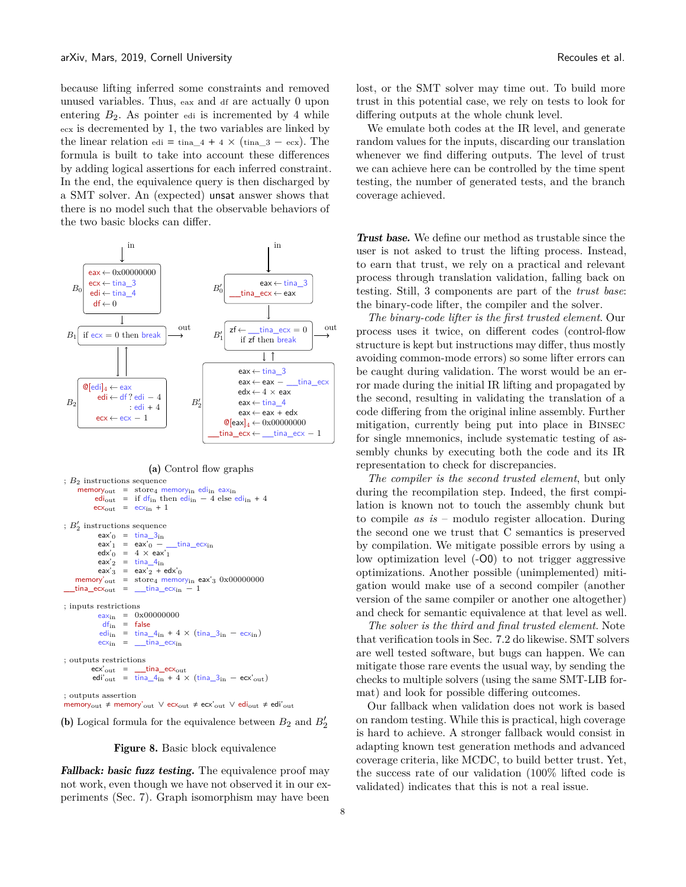because lifting inferred some constraints and removed unused variables. Thus, eax and df are actually 0 upon entering $B_2$. As pointer edi is incremented by 4 while ecx is decremented by 1, the two variables are linked by the linear relation edi = tina_4 + 4 × (tina_3 − ecx). The formula is built to take into account these differences by adding logical assertions for each inferred constraint. In the end, the equivalence query is then discharged by a SMT solver. An (expected) unsat answer shows that there is no model such that the observable behaviors of the two basic blocks can differ.

```
B0:  eax ← 0x00000000
     ecx ← tina_3
     edi ← tina_4
     df ← 0
B1:  if ecx = 0 then break
B2:  @[edi]4 ← eax
     edi ← df ? edi − 4
             : edi + 4
     ecx ← ecx − 1

B'0: eax ← tina_3
     __tina_ecx ← eax
B'1: zf ← __tina_ecx = 0
     if zf then break
B'2: eax ← tina_3
     eax ← eax − __tina_ecx
     edx ← 4 × eax
     eax ← tina_4
     eax ← eax + edx
     @[eax]4 ← 0x00000000
     __tina_ecx ← __tina_ecx − 1
```

**(a)** Control flow graphs

```
; B2 instructions sequence
    memory_out = store4 memory_in edi_in eax_in
    edi_out    = if df_in then edi_in − 4 else edi_in + 4
    ecx_out    = ecx_in + 1

; B'2 instructions sequence
    eax'_0       = tina_3_in
    eax'_1       = eax'_0 − __tina_ecx_in
    edx'_0       = 4 × eax'_1
    eax'_2       = tina_4_in
    eax'_3       = eax'_2 + edx'_0
    memory'_out  = store4 memory_in eax'_3 0x00000000
    __tina_ecx_out = __tina_ecx_in − 1

; inputs restrictions
    eax_in = 0x00000000
    df_in  = false
    edi_in = tina_4_in + 4 × (tina_3_in − ecx_in)
    ecx_in = __tina_ecx_in

; outputs restrictions
    ecx'_out = __tina_ecx_out
    edi'_out = tina_4_in + 4 × (tina_3_in − ecx'_out)

; outputs assertion
memory_out ≠ memory'_out ∨ ecx_out ≠ ecx'_out ∨ edi_out ≠ edi'_out
```

**(b)** Logical formula for the equivalence between $B_2$ and $B'_2$

**Figure 8.** Basic block equivalence

***Fallback: basic fuzz testing.*** The equivalence proof may not work, even though we have not observed it in our experiments (Sec. 7). Graph isomorphism may have been lost, or the SMT solver may time out. To build more trust in this potential case, we rely on tests to look for differing outputs at the whole chunk level.

We emulate both codes at the IR level, and generate random values for the inputs, discarding our translation whenever we find differing outputs. The level of trust we can achieve here can be controlled by the time spent testing, the number of generated tests, and the branch coverage achieved.

***Trust base.*** We define our method as trustable since the user is not asked to trust the lifting process. Instead, to earn that trust, we rely on a practical and relevant process through translation validation, falling back on testing. Still, 3 components are part of the *trust base*: the binary-code lifter, the compiler and the solver.

*The binary-code lifter is the first trusted element.* Our process uses it twice, on different codes (control-flow structure is kept but instructions may differ, thus mostly avoiding common-mode errors) so some lifter errors can be caught during validation. The worst would be an error made during the initial IR lifting and propagated by the second, resulting in validating the translation of a code differing from the original inline assembly. Further mitigation, currently being put into place in Binsec for single mnemonics, include systematic testing of assembly chunks by executing both the code and its IR representation to check for discrepancies.

*The compiler is the second trusted element*, but only during the recompilation step. Indeed, the first compilation is known not to touch the assembly chunk but to compile *as is* – modulo register allocation. During the second one we trust that C semantics is preserved by compilation. We mitigate possible errors by using a low optimization level (-O0) to not trigger aggressive optimizations. Another possible (unimplemented) mitigation would make use of a second compiler (another version of the same compiler or another one altogether) and check for semantic equivalence at that level as well.

*The solver is the third and final trusted element.* Note that verification tools in Sec. 7.2 do likewise. SMT solvers are well tested software, but bugs can happen. We can mitigate those rare events the usual way, by sending the checks to multiple solvers (using the same SMT-LIB format) and look for possible differing outcomes.

Our fallback when validation does not work is based on random testing. While this is practical, high coverage is hard to achieve. A stronger fallback would consist in adapting known test generation methods and advanced coverage criteria, like MCDC, to build better trust. Yet, the success rate of our validation (100% lifted code is validated) indicates that this is not a real issue.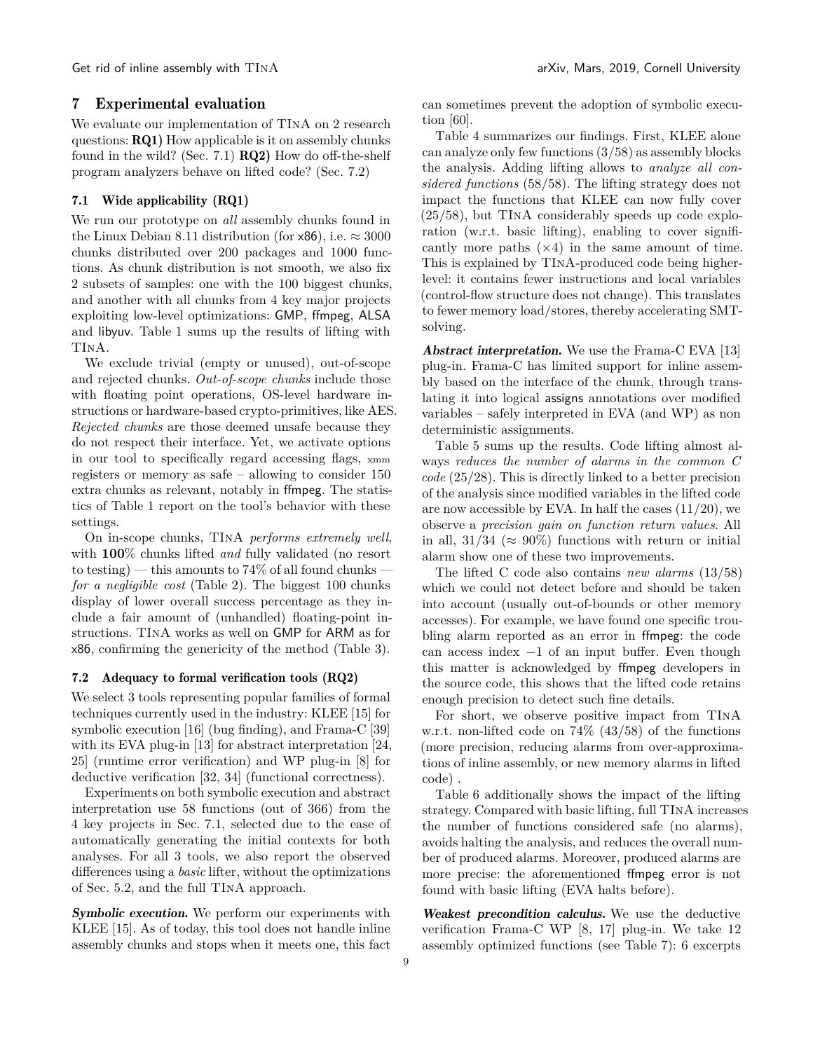## 7 Experimental evaluation

We evaluate our implementation of TINA on 2 research questions: **RQ1)** How applicable is it on assembly chunks found in the wild? (Sec. 7.1) **RQ2)** How do off-the-shelf program analyzers behave on lifted code? (Sec. 7.2)

### 7.1 Wide applicability (RQ1)

We run our prototype on *all* assembly chunks found in the Linux Debian 8.11 distribution (for x86), i.e. $\approx 3000$ chunks distributed over 200 packages and 1000 functions. As chunk distribution is not smooth, we also fix 2 subsets of samples: one with the 100 biggest chunks, and another with all chunks from 4 key major projects exploiting low-level optimizations: GMP, ffmpeg, ALSA and libyuv. Table 1 sums up the results of lifting with TINA.

We exclude trivial (empty or unused), out-of-scope and rejected chunks. *Out-of-scope chunks* include those with floating point operations, OS-level hardware instructions or hardware-based crypto-primitives, like AES. *Rejected chunks* are those deemed unsafe because they do not respect their interface. Yet, we activate options in our tool to specifically regard accessing flags, xmm registers or memory as safe – allowing to consider 150 extra chunks as relevant, notably in ffmpeg. The statistics of Table 1 report on the tool's behavior with these settings.

On in-scope chunks, TINA *performs extremely well*, with **100**% chunks lifted *and* fully validated (no resort to testing) — this amounts to 74% of all found chunks — *for a negligible cost* (Table 2). The biggest 100 chunks display of lower overall success percentage as they include a fair amount of (unhandled) floating-point instructions. TINA works as well on GMP for ARM as for x86, confirming the genericity of the method (Table 3).

### 7.2 Adequacy to formal verification tools (RQ2)

We select 3 tools representing popular families of formal techniques currently used in the industry: KLEE [15] for symbolic execution [16] (bug finding), and Frama-C [39] with its EVA plug-in [13] for abstract interpretation [24, 25] (runtime error verification) and WP plug-in [8] for deductive verification [32, 34] (functional correctness).

Experiments on both symbolic execution and abstract interpretation use 58 functions (out of 366) from the 4 key projects in Sec. 7.1, selected due to the ease of automatically generating the initial contexts for both analyses. For all 3 tools, we also report the observed differences using a *basic* lifter, without the optimizations of Sec. 5.2, and the full TINA approach.

***Symbolic execution.*** We perform our experiments with KLEE [15]. As of today, this tool does not handle inline assembly chunks and stops when it meets one, this fact can sometimes prevent the adoption of symbolic execution [60].

Table 4 summarizes our findings. First, KLEE alone can analyze only few functions (3/58) as assembly blocks the analysis. Adding lifting allows to *analyze all considered functions* (58/58). The lifting strategy does not impact the functions that KLEE can now fully cover (25/58), but TINA considerably speeds up code exploration (w.r.t. basic lifting), enabling to cover significantly more paths ($\times 4$) in the same amount of time. This is explained by TINA-produced code being higher-level: it contains fewer instructions and local variables (control-flow structure does not change). This translates to fewer memory load/stores, thereby accelerating SMT-solving.

***Abstract interpretation.*** We use the Frama-C EVA [13] plug-in. Frama-C has limited support for inline assembly based on the interface of the chunk, through translating it into logical assigns annotations over modified variables – safely interpreted in EVA (and WP) as non deterministic assignments.

Table 5 sums up the results. Code lifting almost always *reduces the number of alarms in the common C code* (25/28). This is directly linked to a better precision of the analysis since modified variables in the lifted code are now accessible by EVA. In half the cases (11/20), we observe a *precision gain on function return values*. All in all, 31/34 ($\approx 90\%$) functions with return or initial alarm show one of these two improvements.

The lifted C code also contains *new alarms* (13/58) which we could not detect before and should be taken into account (usually out-of-bounds or other memory accesses). For example, we have found one specific troubling alarm reported as an error in ffmpeg: the code can access index $-1$ of an input buffer. Even though this matter is acknowledged by ffmpeg developers in the source code, this shows that the lifted code retains enough precision to detect such fine details.

For short, we observe positive impact from TINA w.r.t. non-lifted code on 74% (43/58) of the functions (more precision, reducing alarms from over-approximations of inline assembly, or new memory alarms in lifted code) .

Table 6 additionally shows the impact of the lifting strategy. Compared with basic lifting, full TINA increases the number of functions considered safe (no alarms), avoids halting the analysis, and reduces the overall number of produced alarms. Moreover, produced alarms are more precise: the aforementioned ffmpeg error is not found with basic lifting (EVA halts before).

***Weakest precondition calculus.*** We use the deductive verification Frama-C WP [8, 17] plug-in. We take 12 assembly optimized functions (see Table 7): 6 excerpts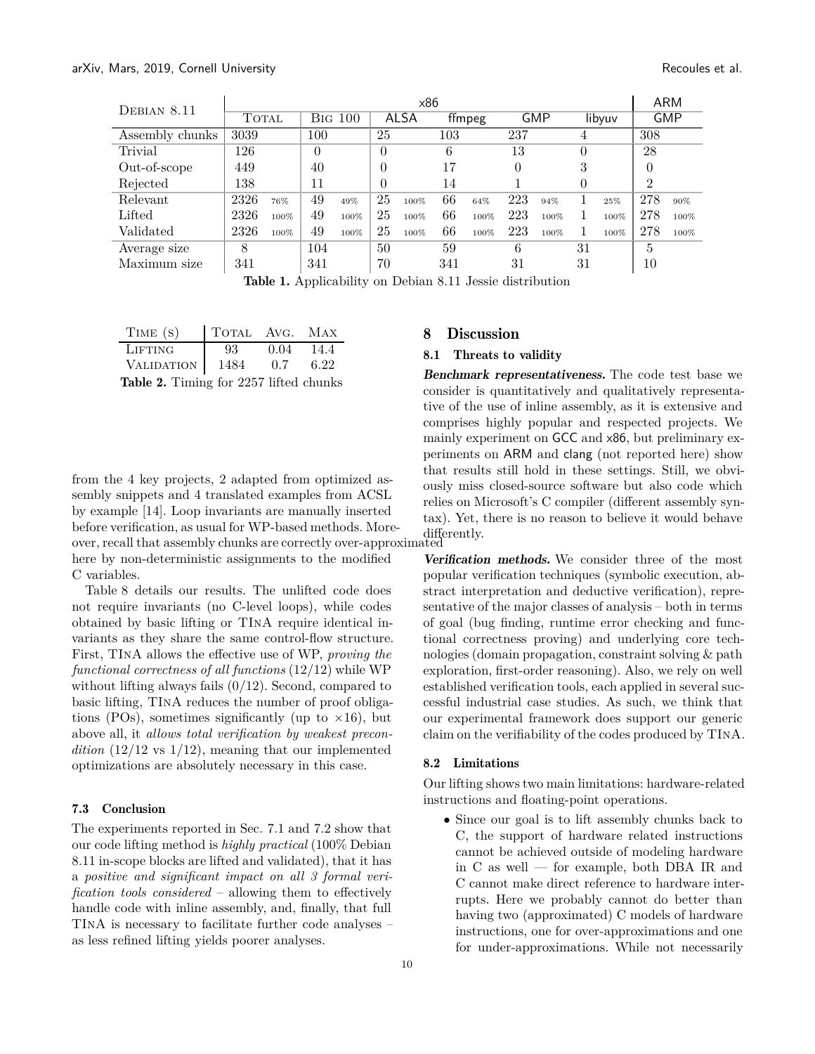| Debian 8.11 | x86 | | | | | | | | | | | | ARM | |
|---|---|---|---|---|---|---|---|---|---|---|---|---|---|---|
| | Total | | Big 100 | | ALSA | | ffmpeg | | GMP | | libyuv | | GMP | |
| Assembly chunks | 3039 | | 100 | | 25 | | 103 | | 237 | | 4 | | 308 | |
| Trivial | 126 | | 0 | | 0 | | 6 | | 13 | | 0 | | 28 | |
| Out-of-scope | 449 | | 40 | | 0 | | 17 | | 0 | | 3 | | 0 | |
| Rejected | 138 | | 11 | | 0 | | 14 | | 1 | | 0 | | 2 | |
| Relevant | 2326 | 76% | 49 | 49% | 25 | 100% | 66 | 64% | 223 | 94% | 1 | 25% | 278 | 90% |
| Lifted | 2326 | 100% | 49 | 100% | 25 | 100% | 66 | 100% | 223 | 100% | 1 | 100% | 278 | 100% |
| Validated | 2326 | 100% | 49 | 100% | 25 | 100% | 66 | 100% | 223 | 100% | 1 | 100% | 278 | 100% |
| Average size | 8 | | 104 | | 50 | | 59 | | 6 | | 31 | | 5 | |
| Maximum size | 341 | | 341 | | 70 | | 341 | | 31 | | 31 | | 10 | |

**Table 1.** Applicability on Debian 8.11 Jessie distribution

| Time (s) | Total | Avg. | Max |
|---|---|---|---|
| Lifting | 93 | 0.04 | 14.4 |
| Validation | 1484 | 0.7 | 6.22 |

**Table 2.** Timing for 2257 lifted chunks

from the 4 key projects, 2 adapted from optimized assembly snippets and 4 translated examples from ACSL by example [14]. Loop invariants are manually inserted before verification, as usual for WP-based methods. Moreover, recall that assembly chunks are correctly over-approximated here by non-deterministic assignments to the modified C variables.

Table 8 details our results. The unlifted code does not require invariants (no C-level loops), while codes obtained by basic lifting or TInA require identical invariants as they share the same control-flow structure. First, TInA allows the effective use of WP, *proving the functional correctness of all functions* (12/12) while WP without lifting always fails (0/12). Second, compared to basic lifting, TInA reduces the number of proof obligations (POs), sometimes significantly (up to $\times 16$), but above all, it *allows total verification by weakest precondition* (12/12 vs 1/12), meaning that our implemented optimizations are absolutely necessary in this case.

### 7.3 Conclusion

The experiments reported in Sec. 7.1 and 7.2 show that our code lifting method is *highly practical* (100% Debian 8.11 in-scope blocks are lifted and validated), that it has a *positive and significant impact on all 3 formal verification tools considered* – allowing them to effectively handle code with inline assembly, and, finally, that full TInA is necessary to facilitate further code analyses – as less refined lifting yields poorer analyses.

## 8 Discussion

### 8.1 Threats to validity

***Benchmark representativeness.*** The code test base we consider is quantitatively and qualitatively representative of the use of inline assembly, as it is extensive and comprises highly popular and respected projects. We mainly experiment on GCC and x86, but preliminary experiments on ARM and clang (not reported here) show that results still hold in these settings. Still, we obviously miss closed-source software but also code which relies on Microsoft's C compiler (different assembly syntax). Yet, there is no reason to believe it would behave differently.

***Verification methods.*** We consider three of the most popular verification techniques (symbolic execution, abstract interpretation and deductive verification), representative of the major classes of analysis – both in terms of goal (bug finding, runtime error checking and functional correctness proving) and underlying core technologies (domain propagation, constraint solving & path exploration, first-order reasoning). Also, we rely on well established verification tools, each applied in several successful industrial case studies. As such, we think that our experimental framework does support our generic claim on the verifiability of the codes produced by TInA.

### 8.2 Limitations

Our lifting shows two main limitations: hardware-related instructions and floating-point operations.

- Since our goal is to lift assembly chunks back to C, the support of hardware related instructions cannot be achieved outside of modeling hardware in C as well — for example, both DBA IR and C cannot make direct reference to hardware interrupts. Here we probably cannot do better than having two (approximated) C models of hardware instructions, one for over-approximations and one for under-approximations. While not necessarily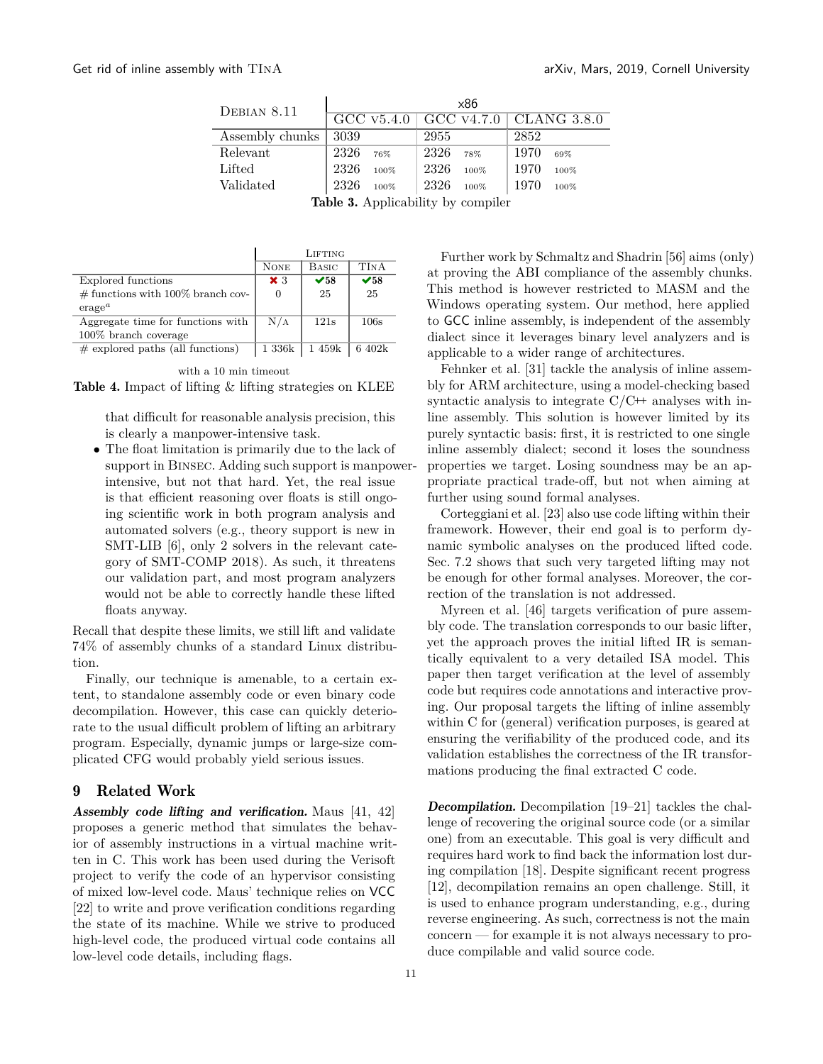| Debian 8.11 | x86 | | | | | |
|---|---|---|---|---|---|---|
| | GCC v5.4.0 | | GCC v4.7.0 | | CLANG 3.8.0 | |
| Assembly chunks | 3039 | | 2955 | | 2852 | |
| Relevant | 2326 | 76% | 2326 | 78% | 1970 | 69% |
| Lifted | 2326 | 100% | 2326 | 100% | 1970 | 100% |
| Validated | 2326 | 100% | 2326 | 100% | 1970 | 100% |

**Table 3.** Applicability by compiler

| | Lifting | | |
|---|---|---|---|
| | None | Basic | TInA |
| Explored functions | ✖ 3 | ✔58 | ✔58 |
| # functions with 100% branch coverage[a] | 0 | 25 | 25 |
| Aggregate time for functions with 100% branch coverage | N/A | 121s | 106s |
| # explored paths (all functions) | 1 336k | 1 459k | 6 402k |

with a 10 min timeout

**Table 4.** Impact of lifting & lifting strategies on KLEE

that difficult for reasonable analysis precision, this is clearly a manpower-intensive task.

- The float limitation is primarily due to the lack of support in Binsec. Adding such support is manpower-intensive, but not that hard. Yet, the real issue is that efficient reasoning over floats is still ongoing scientific work in both program analysis and automated solvers (e.g., theory support is new in SMT-LIB [6], only 2 solvers in the relevant category of SMT-COMP 2018). As such, it threatens our validation part, and most program analyzers would not be able to correctly handle these lifted floats anyway.

Recall that despite these limits, we still lift and validate 74% of assembly chunks of a standard Linux distribution.

Finally, our technique is amenable, to a certain extent, to standalone assembly code or even binary code decompilation. However, this case can quickly deteriorate to the usual difficult problem of lifting an arbitrary program. Especially, dynamic jumps or large-size complicated CFG would probably yield serious issues.

## 9 Related Work

***Assembly code lifting and verification.*** Maus [41, 42] proposes a generic method that simulates the behavior of assembly instructions in a virtual machine written in C. This work has been used during the Verisoft project to verify the code of an hypervisor consisting of mixed low-level code. Maus' technique relies on VCC [22] to write and prove verification conditions regarding the state of its machine. While we strive to produced high-level code, the produced virtual code contains all low-level code details, including flags.

Further work by Schmaltz and Shadrin [56] aims (only) at proving the ABI compliance of the assembly chunks. This method is however restricted to MASM and the Windows operating system. Our method, here applied to GCC inline assembly, is independent of the assembly dialect since it leverages binary level analyzers and is applicable to a wider range of architectures.

Fehnker et al. [31] tackle the analysis of inline assembly for ARM architecture, using a model-checking based syntactic analysis to integrate C/C++ analyses with inline assembly. This solution is however limited by its purely syntactic basis: first, it is restricted to one single inline assembly dialect; second it loses the soundness properties we target. Losing soundness may be an appropriate practical trade-off, but not when aiming at further using sound formal analyses.

Corteggiani et al. [23] also use code lifting within their framework. However, their end goal is to perform dynamic symbolic analyses on the produced lifted code. Sec. 7.2 shows that such very targeted lifting may not be enough for other formal analyses. Moreover, the correction of the translation is not addressed.

Myreen et al. [46] targets verification of pure assembly code. The translation corresponds to our basic lifter, yet the approach proves the initial lifted IR is semantically equivalent to a very detailed ISA model. This paper then target verification at the level of assembly code but requires code annotations and interactive proving. Our proposal targets the lifting of inline assembly within C for (general) verification purposes, is geared at ensuring the verifiability of the produced code, and its validation establishes the correctness of the IR transformations producing the final extracted C code.

***Decompilation.*** Decompilation [19–21] tackles the challenge of recovering the original source code (or a similar one) from an executable. This goal is very difficult and requires hard work to find back the information lost during compilation [18]. Despite significant recent progress [12], decompilation remains an open challenge. Still, it is used to enhance program understanding, e.g., during reverse engineering. As such, correctness is not the main concern — for example it is not always necessary to produce compilable and valid source code.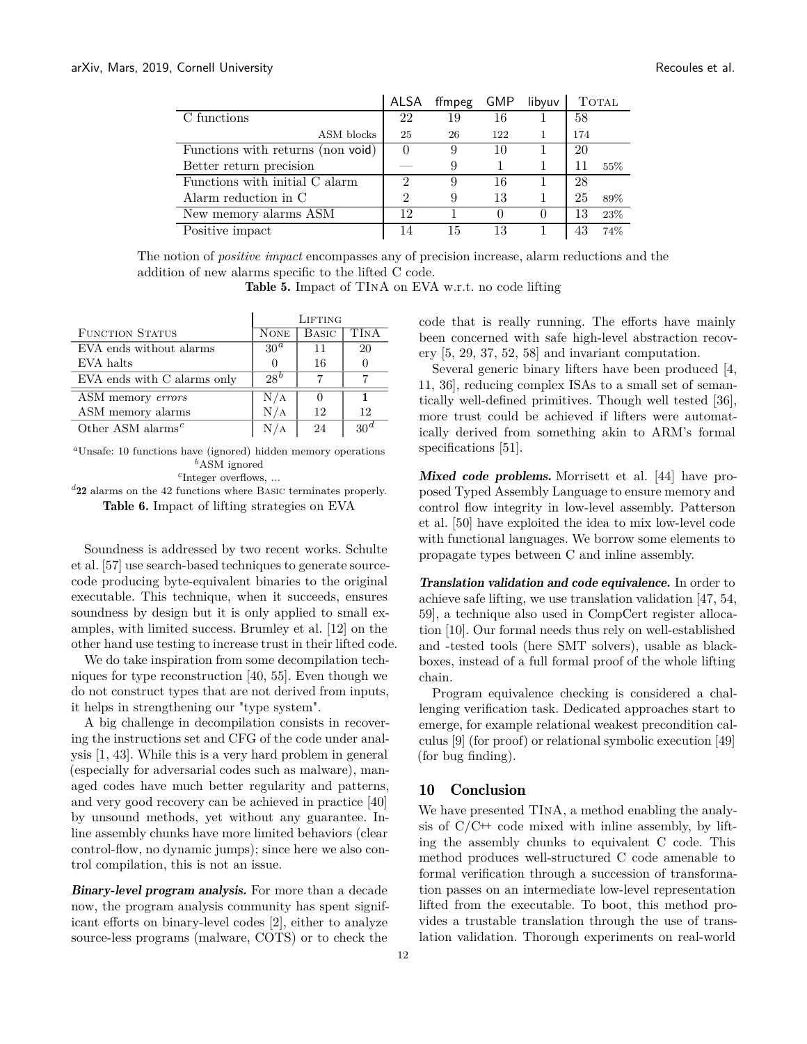| | ALSA | ffmpeg | GMP | libyuv | Total | |
|---|---|---|---|---|---|---|
| C functions | 22 | 19 | 16 | 1 | 58 | |
| ASM blocks | 25 | 26 | 122 | 1 | 174 | |
| Functions with returns (non void) | 0 | 9 | 10 | 1 | 20 | |
| Better return precision | — | 9 | 1 | 1 | 11 | 55% |
| Functions with initial C alarm | 2 | 9 | 16 | 1 | 28 | |
| Alarm reduction in C | 2 | 9 | 13 | 1 | 25 | 89% |
| New memory alarms ASM | 12 | 1 | 0 | 0 | 13 | 23% |
| Positive impact | 14 | 15 | 13 | 1 | 43 | 74% |

The notion of *positive impact* encompasses any of precision increase, alarm reductions and the addition of new alarms specific to the lifted C code.

**Table 5.** Impact of TInA on EVA w.r.t. no code lifting

| | Lifting | | |
|---|---|---|---|
| Function Status | None | Basic | TInA |
| EVA ends without alarms | 30[a] | 11 | 20 |
| EVA halts | 0 | 16 | 0 |
| EVA ends with C alarms only | 28[b] | 7 | 7 |
| ASM memory *errors* | N/A | 0 | **1** |
| ASM memory alarms | N/A | 12 | 12 |
| Other ASM alarms[c] | N/A | 24 | 30[d] |

[a]Unsafe: 10 functions have (ignored) hidden memory operations
[b]ASM ignored
[c]Integer overflows, ...
[d]**22** alarms on the 42 functions where Basic terminates properly.

**Table 6.** Impact of lifting strategies on EVA

Soundness is addressed by two recent works. Schulte et al. [57] use search-based techniques to generate source-code producing byte-equivalent binaries to the original executable. This technique, when it succeeds, ensures soundness by design but it is only applied to small examples, with limited success. Brumley et al. [12] on the other hand use testing to increase trust in their lifted code.

We do take inspiration from some decompilation techniques for type reconstruction [40, 55]. Even though we do not construct types that are not derived from inputs, it helps in strengthening our "type system".

A big challenge in decompilation consists in recovering the instructions set and CFG of the code under analysis [1, 43]. While this is a very hard problem in general (especially for adversarial codes such as malware), managed codes have much better regularity and patterns, and very good recovery can be achieved in practice [40] by unsound methods, yet without any guarantee. Inline assembly chunks have more limited behaviors (clear control-flow, no dynamic jumps); since here we also control compilation, this is not an issue.

***Binary-level program analysis.*** For more than a decade now, the program analysis community has spent significant efforts on binary-level codes [2], either to analyze source-less programs (malware, COTS) or to check the code that is really running. The efforts have mainly been concerned with safe high-level abstraction recovery [5, 29, 37, 52, 58] and invariant computation.

Several generic binary lifters have been produced [4, 11, 36], reducing complex ISAs to a small set of semantically well-defined primitives. Though well tested [36], more trust could be achieved if lifters were automatically derived from something akin to ARM's formal specifications [51].

***Mixed code problems.*** Morrisett et al. [44] have proposed Typed Assembly Language to ensure memory and control flow integrity in low-level assembly. Patterson et al. [50] have exploited the idea to mix low-level code with functional languages. We borrow some elements to propagate types between C and inline assembly.

***Translation validation and code equivalence.*** In order to achieve safe lifting, we use translation validation [47, 54, 59], a technique also used in CompCert register allocation [10]. Our formal needs thus rely on well-established and -tested tools (here SMT solvers), usable as black-boxes, instead of a full formal proof of the whole lifting chain.

Program equivalence checking is considered a challenging verification task. Dedicated approaches start to emerge, for example relational weakest precondition calculus [9] (for proof) or relational symbolic execution [49] (for bug finding).

## 10 Conclusion

We have presented TInA, a method enabling the analysis of C/C++ code mixed with inline assembly, by lifting the assembly chunks to equivalent C code. This method produces well-structured C code amenable to formal verification through a succession of transformation passes on an intermediate low-level representation lifted from the executable. To boot, this method provides a trustable translation through the use of translation validation. Thorough experiments on real-world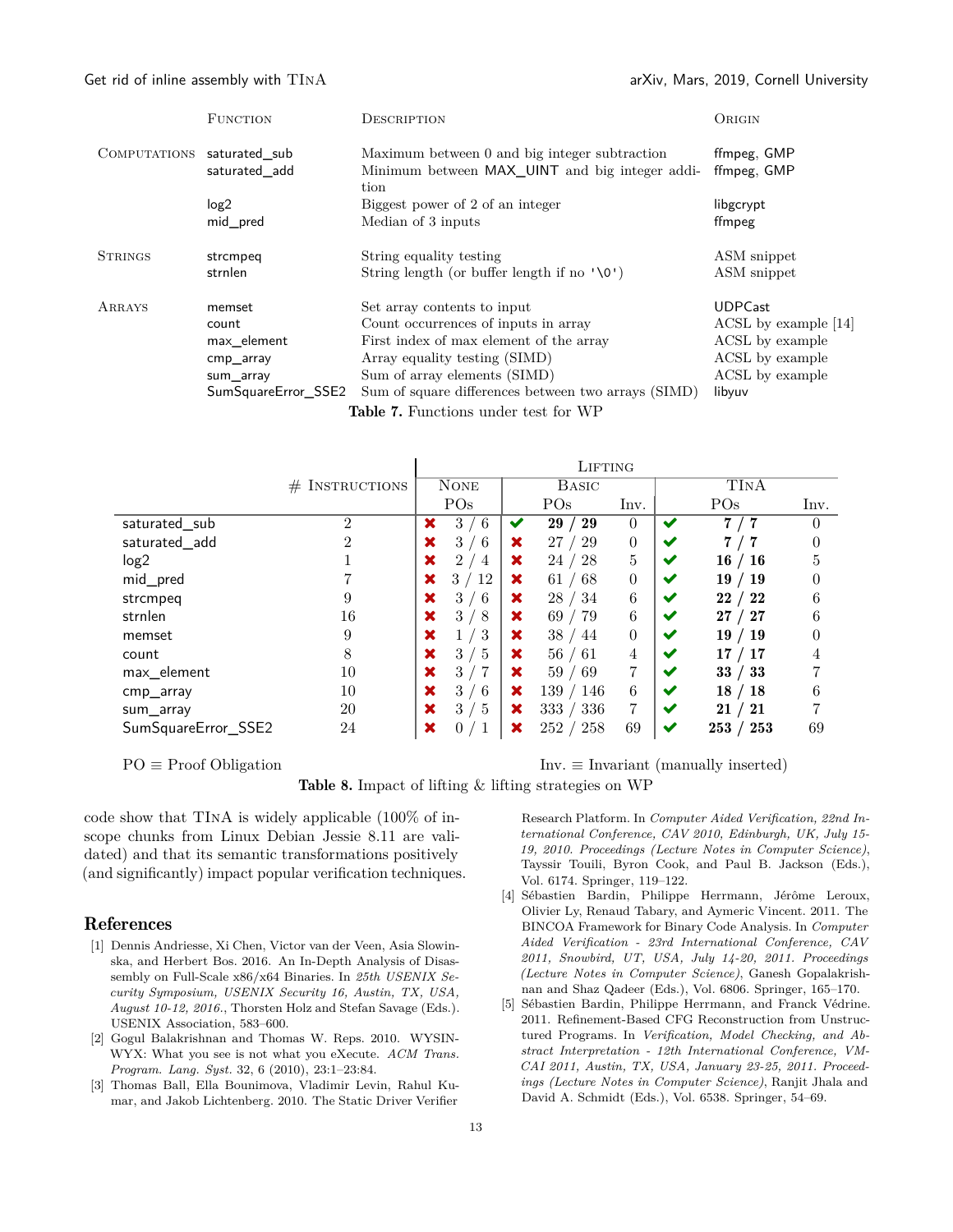| | Function | Description | Origin |
|---|---|---|---|
| Computations | saturated_sub | Maximum between 0 and big integer subtraction | ffmpeg, GMP |
| | saturated_add | Minimum between MAX_UINT and big integer addition | ffmpeg, GMP |
| | log2 | Biggest power of 2 of an integer | libgcrypt |
| | mid_pred | Median of 3 inputs | ffmpeg |
| Strings | strcmpeq | String equality testing | ASM snippet |
| | strnlen | String length (or buffer length if no '\0') | ASM snippet |
| Arrays | memset | Set array contents to input | UDPCast |
| | count | Count occurrences of inputs in array | ACSL by example [14] |
| | max_element | First index of max element of the array | ACSL by example |
| | cmp_array | Array equality testing (SIMD) | ACSL by example |
| | sum_array | Sum of array elements (SIMD) | ACSL by example |
| | SumSquareError_SSE2 | Sum of square differences between two arrays (SIMD) | libyuv |

**Table 7.** Functions under test for WP

| | # Instructions | Lifting | | | | | | |
|---|---|---|---|---|---|---|---|---|
| | | None | Basic | | | TInA | | |
| | | POs | | POs | Inv. | | POs | Inv. |
| saturated_sub | 2 | ✘ 3 / 6 | ✔ | **29 / 29** | 0 | ✔ | **7 / 7** | 0 |
| saturated_add | 2 | ✘ 3 / 6 | ✘ | 27 / 29 | 0 | ✔ | **7 / 7** | 0 |
| log2 | 1 | ✘ 2 / 4 | ✘ | 24 / 28 | 5 | ✔ | **16 / 16** | 5 |
| mid_pred | 7 | ✘ 3 / 12 | ✘ | 61 / 68 | 0 | ✔ | **19 / 19** | 0 |
| strcmpeq | 9 | ✘ 3 / 6 | ✘ | 28 / 34 | 6 | ✔ | **22 / 22** | 6 |
| strnlen | 16 | ✘ 3 / 8 | ✘ | 69 / 79 | 6 | ✔ | **27 / 27** | 6 |
| memset | 9 | ✘ 1 / 3 | ✘ | 38 / 44 | 0 | ✔ | **19 / 19** | 0 |
| count | 8 | ✘ 3 / 5 | ✘ | 56 / 61 | 4 | ✔ | **17 / 17** | 4 |
| max_element | 10 | ✘ 3 / 7 | ✘ | 59 / 69 | 7 | ✔ | **33 / 33** | 7 |
| cmp_array | 10 | ✘ 3 / 6 | ✘ | 139 / 146 | 6 | ✔ | **18 / 18** | 6 |
| sum_array | 20 | ✘ 3 / 5 | ✘ | 333 / 336 | 7 | ✔ | **21 / 21** | 7 |
| SumSquareError_SSE2 | 24 | ✘ 0 / 1 | ✘ | 252 / 258 | 69 | ✔ | **253 / 253** | 69 |

PO ≡ Proof Obligation  Inv. ≡ Invariant (manually inserted)

**Table 8.** Impact of lifting & lifting strategies on WP

code show that TInA is widely applicable (100% of in-scope chunks from Linux Debian Jessie 8.11 are validated) and that its semantic transformations positively (and significantly) impact popular verification techniques.

## References

[1] Dennis Andriesse, Xi Chen, Victor van der Veen, Asia Slowinska, and Herbert Bos. 2016. An In-Depth Analysis of Disassembly on Full-Scale x86/x64 Binaries. In *25th USENIX Security Symposium, USENIX Security 16, Austin, TX, USA, August 10-12, 2016.*, Thorsten Holz and Stefan Savage (Eds.). USENIX Association, 583–600.

[2] Gogul Balakrishnan and Thomas W. Reps. 2010. WYSINWYX: What you see is not what you eXecute. *ACM Trans. Program. Lang. Syst.* 32, 6 (2010), 23:1–23:84.

[3] Thomas Ball, Ella Bounimova, Vladimir Levin, Rahul Kumar, and Jakob Lichtenberg. 2010. The Static Driver Verifier Research Platform. In *Computer Aided Verification, 22nd International Conference, CAV 2010, Edinburgh, UK, July 15-19, 2010. Proceedings (Lecture Notes in Computer Science)*, Tayssir Touili, Byron Cook, and Paul B. Jackson (Eds.), Vol. 6174. Springer, 119–122.

[4] Sébastien Bardin, Philippe Herrmann, Jérôme Leroux, Olivier Ly, Renaud Tabary, and Aymeric Vincent. 2011. The BINCOA Framework for Binary Code Analysis. In *Computer Aided Verification - 23rd International Conference, CAV 2011, Snowbird, UT, USA, July 14-20, 2011. Proceedings (Lecture Notes in Computer Science)*, Ganesh Gopalakrishnan and Shaz Qadeer (Eds.), Vol. 6806. Springer, 165–170.

[5] Sébastien Bardin, Philippe Herrmann, and Franck Védrine. 2011. Refinement-Based CFG Reconstruction from Unstructured Programs. In *Verification, Model Checking, and Abstract Interpretation - 12th International Conference, VMCAI 2011, Austin, TX, USA, January 23-25, 2011. Proceedings (Lecture Notes in Computer Science)*, Ranjit Jhala and David A. Schmidt (Eds.), Vol. 6538. Springer, 54–69.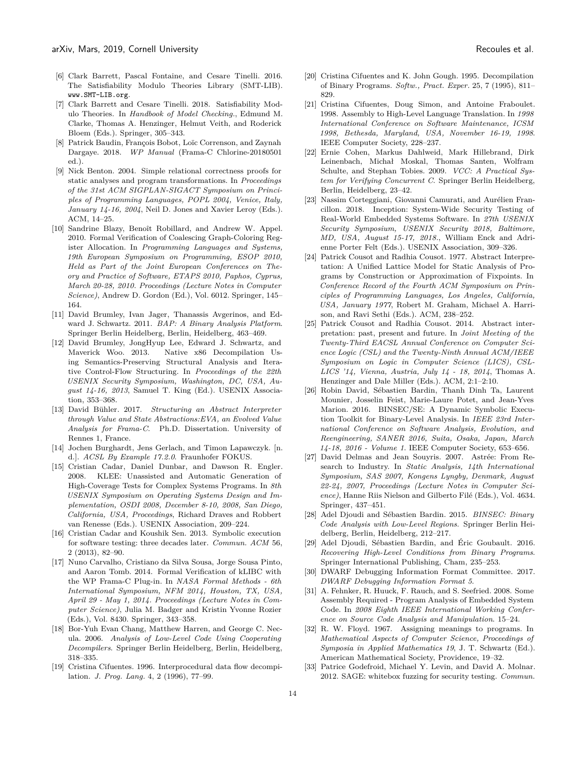[6] Clark Barrett, Pascal Fontaine, and Cesare Tinelli. 2016. The Satisfiability Modulo Theories Library (SMT-LIB). `www.SMT-LIB.org`.

[7] Clark Barrett and Cesare Tinelli. 2018. Satisfiability Modulo Theories. In *Handbook of Model Checking.*, Edmund M. Clarke, Thomas A. Henzinger, Helmut Veith, and Roderick Bloem (Eds.). Springer, 305–343.

[8] Patrick Baudin, François Bobot, Loïc Correnson, and Zaynah Dargaye. 2018. *WP Manual* (Frama-C Chlorine-20180501 ed.).

[9] Nick Benton. 2004. Simple relational correctness proofs for static analyses and program transformations. In *Proceedings of the 31st ACM SIGPLAN-SIGACT Symposium on Principles of Programming Languages, POPL 2004, Venice, Italy, January 14-16, 2004*, Neil D. Jones and Xavier Leroy (Eds.). ACM, 14–25.

[10] Sandrine Blazy, Benoît Robillard, and Andrew W. Appel. 2010. Formal Verification of Coalescing Graph-Coloring Register Allocation. In *Programming Languages and Systems, 19th European Symposium on Programming, ESOP 2010, Held as Part of the Joint European Conferences on Theory and Practice of Software, ETAPS 2010, Paphos, Cyprus, March 20-28, 2010. Proceedings (Lecture Notes in Computer Science)*, Andrew D. Gordon (Ed.), Vol. 6012. Springer, 145–164.

[11] David Brumley, Ivan Jager, Thanassis Avgerinos, and Edward J. Schwartz. 2011. *BAP: A Binary Analysis Platform*. Springer Berlin Heidelberg, Berlin, Heidelberg, 463–469.

[12] David Brumley, JongHyup Lee, Edward J. Schwartz, and Maverick Woo. 2013. Native x86 Decompilation Using Semantics-Preserving Structural Analysis and Iterative Control-Flow Structuring. In *Proceedings of the 22th USENIX Security Symposium, Washington, DC, USA, August 14-16, 2013*, Samuel T. King (Ed.). USENIX Association, 353–368.

[13] David Bühler. 2017. *Structuring an Abstract Interpreter through Value and State Abstractions:EVA, an Evolved Value Analysis for Frama-C*. Ph.D. Dissertation. University of Rennes 1, France.

[14] Jochen Burghardt, Jens Gerlach, and Timon Lapawczyk. [n. d.]. *ACSL By Example 17.2.0*. Fraunhofer FOKUS.

[15] Cristian Cadar, Daniel Dunbar, and Dawson R. Engler. 2008. KLEE: Unassisted and Automatic Generation of High-Coverage Tests for Complex Systems Programs. In *8th USENIX Symposium on Operating Systems Design and Implementation, OSDI 2008, December 8-10, 2008, San Diego, California, USA, Proceedings*, Richard Draves and Robbert van Renesse (Eds.). USENIX Association, 209–224.

[16] Cristian Cadar and Koushik Sen. 2013. Symbolic execution for software testing: three decades later. *Commun. ACM* 56, 2 (2013), 82–90.

[17] Nuno Carvalho, Cristiano da Silva Sousa, Jorge Sousa Pinto, and Aaron Tomb. 2014. Formal Verification of kLIBC with the WP Frama-C Plug-in. In *NASA Formal Methods - 6th International Symposium, NFM 2014, Houston, TX, USA, April 29 - May 1, 2014. Proceedings (Lecture Notes in Computer Science)*, Julia M. Badger and Kristin Yvonne Rozier (Eds.), Vol. 8430. Springer, 343–358.

[18] Bor-Yuh Evan Chang, Matthew Harren, and George C. Necula. 2006. *Analysis of Low-Level Code Using Cooperating Decompilers*. Springer Berlin Heidelberg, Berlin, Heidelberg, 318–335.

[19] Cristina Cifuentes. 1996. Interprocedural data flow decompilation. *J. Prog. Lang.* 4, 2 (1996), 77–99.

[20] Cristina Cifuentes and K. John Gough. 1995. Decompilation of Binary Programs. *Softw., Pract. Exper.* 25, 7 (1995), 811–829.

[21] Cristina Cifuentes, Doug Simon, and Antoine Fraboulet. 1998. Assembly to High-Level Language Translation. In *1998 International Conference on Software Maintenance, ICSM 1998, Bethesda, Maryland, USA, November 16-19, 1998*. IEEE Computer Society, 228–237.

[22] Ernie Cohen, Markus Dahlweid, Mark Hillebrand, Dirk Leinenbach, Michał Moskal, Thomas Santen, Wolfram Schulte, and Stephan Tobies. 2009. *VCC: A Practical System for Verifying Concurrent C*. Springer Berlin Heidelberg, Berlin, Heidelberg, 23–42.

[23] Nassim Corteggiani, Giovanni Camurati, and Aurélien Francillon. 2018. Inception: System-Wide Security Testing of Real-World Embedded Systems Software. In *27th USENIX Security Symposium, USENIX Security 2018, Baltimore, MD, USA, August 15-17, 2018.*, William Enck and Adrienne Porter Felt (Eds.). USENIX Association, 309–326.

[24] Patrick Cousot and Radhia Cousot. 1977. Abstract Interpretation: A Unified Lattice Model for Static Analysis of Programs by Construction or Approximation of Fixpoints. In *Conference Record of the Fourth ACM Symposium on Principles of Programming Languages, Los Angeles, California, USA, January 1977*, Robert M. Graham, Michael A. Harrison, and Ravi Sethi (Eds.). ACM, 238–252.

[25] Patrick Cousot and Radhia Cousot. 2014. Abstract interpretation: past, present and future. In *Joint Meeting of the Twenty-Third EACSL Annual Conference on Computer Science Logic (CSL) and the Twenty-Ninth Annual ACM/IEEE Symposium on Logic in Computer Science (LICS), CSL-LICS '14, Vienna, Austria, July 14 - 18, 2014*, Thomas A. Henzinger and Dale Miller (Eds.). ACM, 2:1–2:10.

[26] Robin David, Sébastien Bardin, Thanh Dinh Ta, Laurent Mounier, Josselin Feist, Marie-Laure Potet, and Jean-Yves Marion. 2016. BINSEC/SE: A Dynamic Symbolic Execution Toolkit for Binary-Level Analysis. In *IEEE 23rd International Conference on Software Analysis, Evolution, and Reengineering, SANER 2016, Suita, Osaka, Japan, March 14-18, 2016 - Volume 1*. IEEE Computer Society, 653–656.

[27] David Delmas and Jean Souyris. 2007. Astrée: From Research to Industry. In *Static Analysis, 14th International Symposium, SAS 2007, Kongens Lyngby, Denmark, August 22-24, 2007, Proceedings (Lecture Notes in Computer Science)*, Hanne Riis Nielson and Gilberto Filé (Eds.), Vol. 4634. Springer, 437–451.

[28] Adel Djoudi and Sébastien Bardin. 2015. *BINSEC: Binary Code Analysis with Low-Level Regions*. Springer Berlin Heidelberg, Berlin, Heidelberg, 212–217.

[29] Adel Djoudi, Sébastien Bardin, and Éric Goubault. 2016. *Recovering High-Level Conditions from Binary Programs*. Springer International Publishing, Cham, 235–253.

[30] DWARF Debugging Information Format Committee. 2017. *DWARF Debugging Information Format 5*.

[31] A. Fehnker, R. Huuck, F. Rauch, and S. Seefried. 2008. Some Assembly Required - Program Analysis of Embedded System Code. In *2008 Eighth IEEE International Working Conference on Source Code Analysis and Manipulation*. 15–24.

[32] R. W. Floyd. 1967. Assigning meanings to programs. In *Mathematical Aspects of Computer Science, Proceedings of Symposia in Applied Mathematics 19*, J. T. Schwartz (Ed.). American Mathematical Society, Providence, 19–32.

[33] Patrice Godefroid, Michael Y. Levin, and David A. Molnar. 2012. SAGE: whitebox fuzzing for security testing. *Commun.*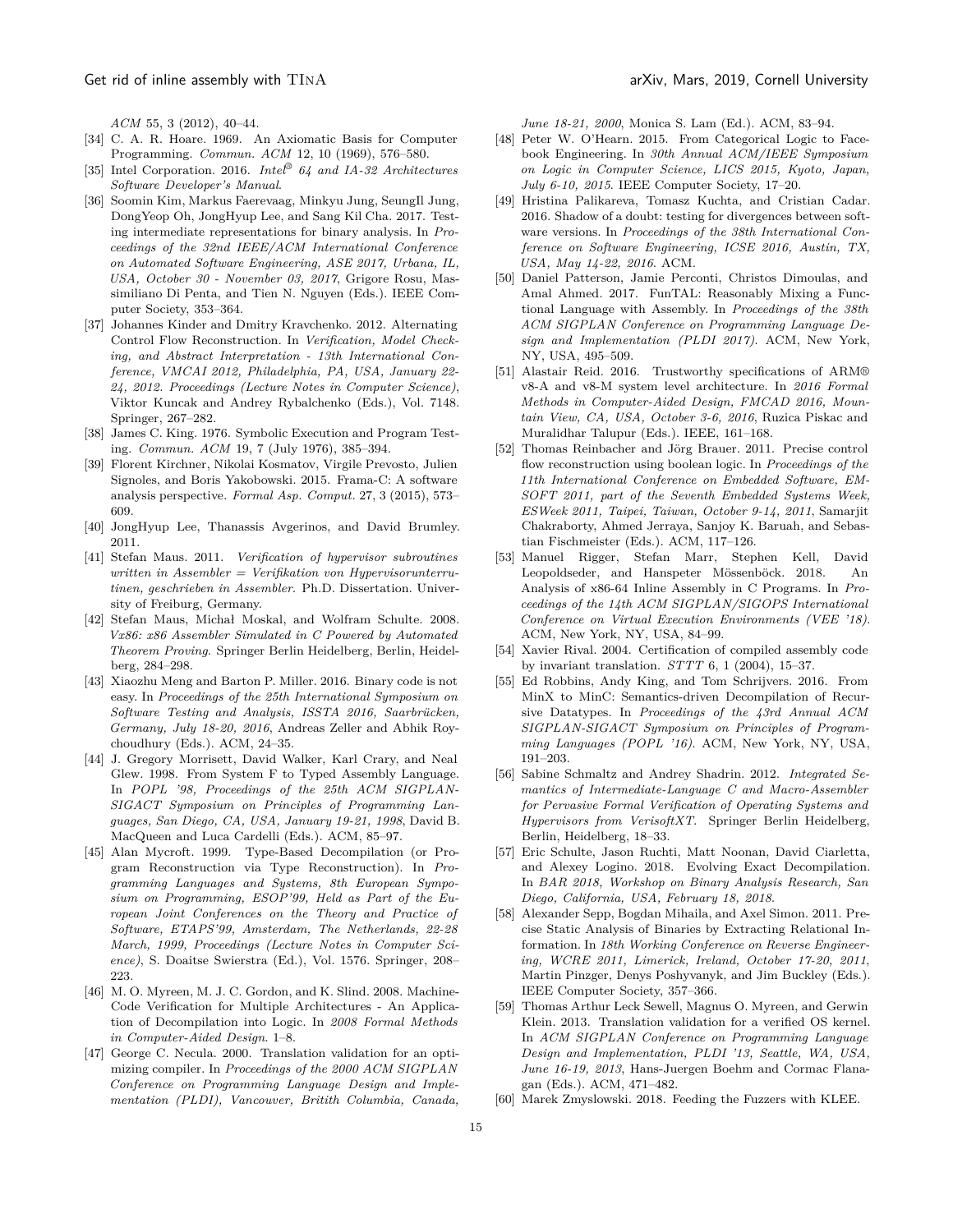*ACM* 55, 3 (2012), 40–44.

- [34] C. A. R. Hoare. 1969. An Axiomatic Basis for Computer Programming. *Commun. ACM* 12, 10 (1969), 576–580.
- [35] Intel Corporation. 2016. *Intel® 64 and IA-32 Architectures Software Developer's Manual*.
- [36] Soomin Kim, Markus Faerevaag, Minkyu Jung, SeungIl Jung, DongYeop Oh, JongHyup Lee, and Sang Kil Cha. 2017. Testing intermediate representations for binary analysis. In *Proceedings of the 32nd IEEE/ACM International Conference on Automated Software Engineering, ASE 2017, Urbana, IL, USA, October 30 - November 03, 2017*, Grigore Rosu, Massimiliano Di Penta, and Tien N. Nguyen (Eds.). IEEE Computer Society, 353–364.
- [37] Johannes Kinder and Dmitry Kravchenko. 2012. Alternating Control Flow Reconstruction. In *Verification, Model Checking, and Abstract Interpretation - 13th International Conference, VMCAI 2012, Philadelphia, PA, USA, January 22-24, 2012. Proceedings (Lecture Notes in Computer Science)*, Viktor Kuncak and Andrey Rybalchenko (Eds.), Vol. 7148. Springer, 267–282.
- [38] James C. King. 1976. Symbolic Execution and Program Testing. *Commun. ACM* 19, 7 (July 1976), 385–394.
- [39] Florent Kirchner, Nikolai Kosmatov, Virgile Prevosto, Julien Signoles, and Boris Yakobowski. 2015. Frama-C: A software analysis perspective. *Formal Asp. Comput.* 27, 3 (2015), 573–609.
- [40] JongHyup Lee, Thanassis Avgerinos, and David Brumley. 2011.
- [41] Stefan Maus. 2011. *Verification of hypervisor subroutines written in Assembler = Verifikation von Hypervisorunterrutinen, geschrieben in Assembler*. Ph.D. Dissertation. University of Freiburg, Germany.
- [42] Stefan Maus, Michał Moskal, and Wolfram Schulte. 2008. *Vx86: x86 Assembler Simulated in C Powered by Automated Theorem Proving*. Springer Berlin Heidelberg, Berlin, Heidelberg, 284–298.
- [43] Xiaozhu Meng and Barton P. Miller. 2016. Binary code is not easy. In *Proceedings of the 25th International Symposium on Software Testing and Analysis, ISSTA 2016, Saarbrücken, Germany, July 18-20, 2016*, Andreas Zeller and Abhik Roychoudhury (Eds.). ACM, 24–35.
- [44] J. Gregory Morrisett, David Walker, Karl Crary, and Neal Glew. 1998. From System F to Typed Assembly Language. In *POPL '98, Proceedings of the 25th ACM SIGPLAN-SIGACT Symposium on Principles of Programming Languages, San Diego, CA, USA, January 19-21, 1998*, David B. MacQueen and Luca Cardelli (Eds.). ACM, 85–97.
- [45] Alan Mycroft. 1999. Type-Based Decompilation (or Program Reconstruction via Type Reconstruction). In *Programming Languages and Systems, 8th European Symposium on Programming, ESOP'99, Held as Part of the European Joint Conferences on the Theory and Practice of Software, ETAPS'99, Amsterdam, The Netherlands, 22-28 March, 1999, Proceedings (Lecture Notes in Computer Science)*, S. Doaitse Swierstra (Ed.), Vol. 1576. Springer, 208–223.
- [46] M. O. Myreen, M. J. C. Gordon, and K. Slind. 2008. Machine-Code Verification for Multiple Architectures - An Application of Decompilation into Logic. In *2008 Formal Methods in Computer-Aided Design*. 1–8.
- [47] George C. Necula. 2000. Translation validation for an optimizing compiler. In *Proceedings of the 2000 ACM SIGPLAN Conference on Programming Language Design and Implementation (PLDI), Vancouver, Britith Columbia, Canada, June 18-21, 2000*, Monica S. Lam (Ed.). ACM, 83–94.
- [48] Peter W. O'Hearn. 2015. From Categorical Logic to Facebook Engineering. In *30th Annual ACM/IEEE Symposium on Logic in Computer Science, LICS 2015, Kyoto, Japan, July 6-10, 2015*. IEEE Computer Society, 17–20.
- [49] Hristina Palikareva, Tomasz Kuchta, and Cristian Cadar. 2016. Shadow of a doubt: testing for divergences between software versions. In *Proceedings of the 38th International Conference on Software Engineering, ICSE 2016, Austin, TX, USA, May 14-22, 2016*. ACM.
- [50] Daniel Patterson, Jamie Perconti, Christos Dimoulas, and Amal Ahmed. 2017. FunTAL: Reasonably Mixing a Functional Language with Assembly. In *Proceedings of the 38th ACM SIGPLAN Conference on Programming Language Design and Implementation (PLDI 2017)*. ACM, New York, NY, USA, 495–509.
- [51] Alastair Reid. 2016. Trustworthy specifications of ARM® v8-A and v8-M system level architecture. In *2016 Formal Methods in Computer-Aided Design, FMCAD 2016, Mountain View, CA, USA, October 3-6, 2016*, Ruzica Piskac and Muralidhar Talupur (Eds.). IEEE, 161–168.
- [52] Thomas Reinbacher and Jörg Brauer. 2011. Precise control flow reconstruction using boolean logic. In *Proceedings of the 11th International Conference on Embedded Software, EMSOFT 2011, part of the Seventh Embedded Systems Week, ESWeek 2011, Taipei, Taiwan, October 9-14, 2011*, Samarjit Chakraborty, Ahmed Jerraya, Sanjoy K. Baruah, and Sebastian Fischmeister (Eds.). ACM, 117–126.
- [53] Manuel Rigger, Stefan Marr, Stephen Kell, David Leopoldseder, and Hanspeter Mössenböck. 2018. An Analysis of x86-64 Inline Assembly in C Programs. In *Proceedings of the 14th ACM SIGPLAN/SIGOPS International Conference on Virtual Execution Environments (VEE '18)*. ACM, New York, NY, USA, 84–99.
- [54] Xavier Rival. 2004. Certification of compiled assembly code by invariant translation. *STTT* 6, 1 (2004), 15–37.
- [55] Ed Robbins, Andy King, and Tom Schrijvers. 2016. From MinX to MinC: Semantics-driven Decompilation of Recursive Datatypes. In *Proceedings of the 43rd Annual ACM SIGPLAN-SIGACT Symposium on Principles of Programming Languages (POPL '16)*. ACM, New York, NY, USA, 191–203.
- [56] Sabine Schmaltz and Andrey Shadrin. 2012. *Integrated Semantics of Intermediate-Language C and Macro-Assembler for Pervasive Formal Verification of Operating Systems and Hypervisors from VerisoftXT*. Springer Berlin Heidelberg, Berlin, Heidelberg, 18–33.
- [57] Eric Schulte, Jason Ruchti, Matt Noonan, David Ciarletta, and Alexey Logino. 2018. Evolving Exact Decompilation. In *BAR 2018, Workshop on Binary Analysis Research, San Diego, California, USA, February 18, 2018*.
- [58] Alexander Sepp, Bogdan Mihaila, and Axel Simon. 2011. Precise Static Analysis of Binaries by Extracting Relational Information. In *18th Working Conference on Reverse Engineering, WCRE 2011, Limerick, Ireland, October 17-20, 2011*, Martin Pinzger, Denys Poshyvanyk, and Jim Buckley (Eds.). IEEE Computer Society, 357–366.
- [59] Thomas Arthur Leck Sewell, Magnus O. Myreen, and Gerwin Klein. 2013. Translation validation for a verified OS kernel. In *ACM SIGPLAN Conference on Programming Language Design and Implementation, PLDI '13, Seattle, WA, USA, June 16-19, 2013*, Hans-Juergen Boehm and Cormac Flanagan (Eds.). ACM, 471–482.
- [60] Marek Zmyslowski. 2018. Feeding the Fuzzers with KLEE.